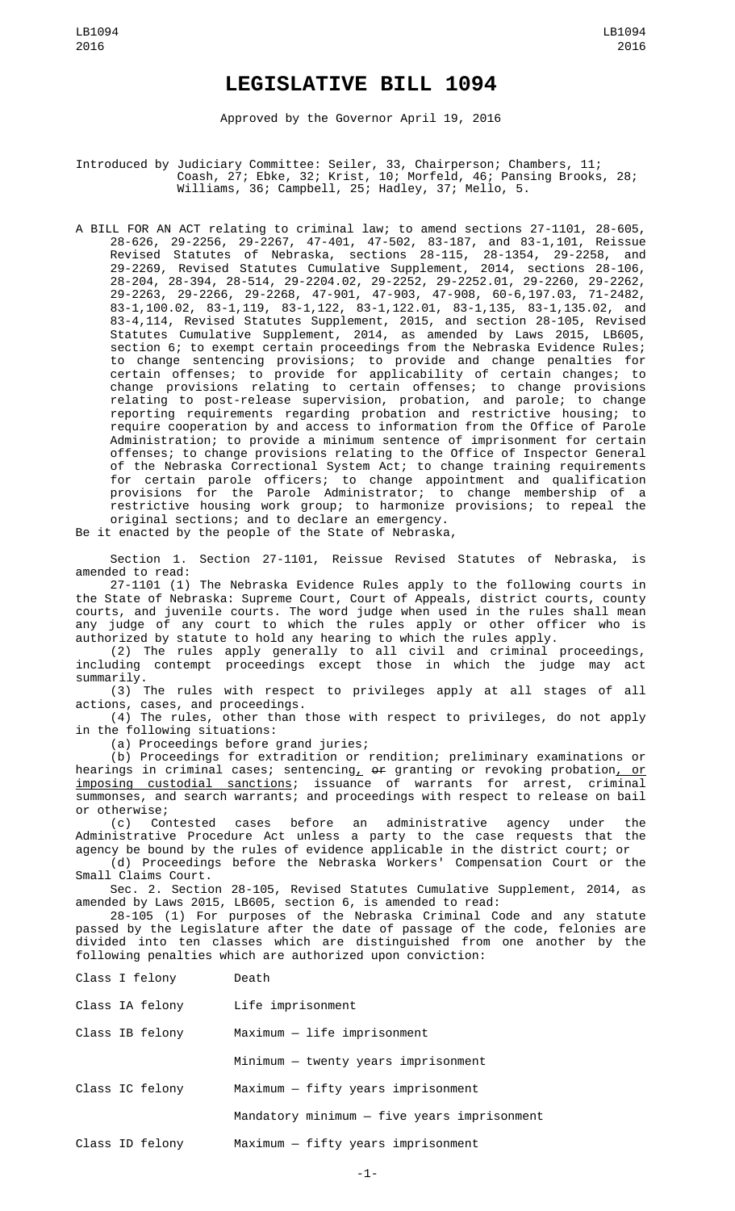# LEGISLATIVE BILL 1094

Approved by the Governor April 19, 2016

Introduced by Judiciary Committee: Seiler, 33, Chairperson; Chambers, 11; Coash, 27; Ebke, 32; Krist, 10; Morfeld, 46; Pansing Brooks, 28; Williams, 36; Campbell, 25; Hadley, 37; Mello, 5.

A BILL FOR AN ACT relating to criminal law; to amend sections 27-1101, 28-605, 28-626, 29-2256, 29-2267, 47-401, 47-502, 83-187, and 83-1,101, Reissue Revised Statutes of Nebraska, sections 28-115, 28-1354, 29-2258, and 29-2269, Revised Statutes Cumulative Supplement, 2014, sections 28-106, 28-204, 28-394, 28-514, 29-2204.02, 29-2252, 29-2252.01, 29-2260, 29-2262, 29-2263, 29-2266, 29-2268, 47-901, 47-903, 47-908, 60-6,197.03, 71-2482, 83-1,100.02, 83-1,119, 83-1,122, 83-1,122.01, 83-1,135, 83-1,135.02, and 83-4,114, Revised Statutes Supplement, 2015, and section 28-105, Revised Statutes Cumulative Supplement, 2014, as amended by Laws 2015, LB605, section 6; to exempt certain proceedings from the Nebraska Evidence Rules; to change sentencing provisions; to provide and change penalties for certain offenses; to provide for applicability of certain changes; to change provisions relating to certain offenses; to change provisions relating to post-release supervision, probation, and parole; to change reporting requirements regarding probation and restrictive housing; to require cooperation by and access to information from the Office of Parole Administration; to provide a minimum sentence of imprisonment for certain offenses; to change provisions relating to the Office of Inspector General of the Nebraska Correctional System Act; to change training requirements for certain parole officers; to change appointment and qualification provisions for the Parole Administrator; to change membership of a restrictive housing work group; to harmonize provisions; to repeal the original sections; and to declare an emergency.

Be it enacted by the people of the State of Nebraska,

Section 1. Section 27-1101, Reissue Revised Statutes of Nebraska, is amended to read:

27-1101 (1) The Nebraska Evidence Rules apply to the following courts in the State of Nebraska: Supreme Court, Court of Appeals, district courts, county courts, and juvenile courts. The word judge when used in the rules shall mean any judge of any court to which the rules apply or other officer who is authorized by statute to hold any hearing to which the rules apply.

(2) The rules apply generally to all civil and criminal proceedings, including contempt proceedings except those in which the judge may act summarily.

(3) The rules with respect to privileges apply at all stages of all actions, cases, and proceedings.

(4) The rules, other than those with respect to privileges, do not apply in the following situations:

(a) Proceedings before grand juries;

(b) Proceedings for extradition or rendition; preliminary examinations or hearings in criminal cases; sentencing, ~~or~~ granting or revoking probation, or imposing custodial sanctions; issuance of warrants for arrest, criminal summonses, and search warrants; and proceedings with respect to release on bail or otherwise;

(c) Contested cases before an administrative agency under the Administrative Procedure Act unless a party to the case requests that the agency be bound by the rules of evidence applicable in the district court; or

(d) Proceedings before the Nebraska Workers' Compensation Court or the Small Claims Court.

Sec. 2. Section 28-105, Revised Statutes Cumulative Supplement, 2014, as amended by Laws 2015, LB605, section 6, is amended to read:

28-105 (1) For purposes of the Nebraska Criminal Code and any statute passed by the Legislature after the date of passage of the code, felonies are divided into ten classes which are distinguished from one another by the following penalties which are authorized upon conviction:

| | |
|---|---|
| Class I felony | Death |
| Class IA felony | Life imprisonment |
| Class IB felony | Maximum — life imprisonment |
| | Minimum — twenty years imprisonment |
| Class IC felony | Maximum — fifty years imprisonment |
| | Mandatory minimum — five years imprisonment |
| Class ID felony | Maximum — fifty years imprisonment |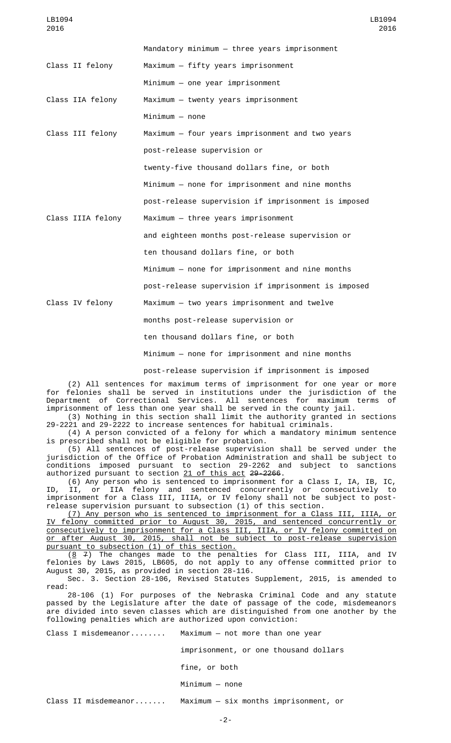| | |
|---|---|
| | Mandatory minimum — three years imprisonment |
| Class II felony | Maximum — fifty years imprisonment |
| | Minimum — one year imprisonment |
| Class IIA felony | Maximum — twenty years imprisonment |
| | Minimum — none |
| Class III felony | Maximum — four years imprisonment and two years post-release supervision or twenty-five thousand dollars fine, or both |
| | Minimum — none for imprisonment and nine months post-release supervision if imprisonment is imposed |
| Class IIIA felony | Maximum — three years imprisonment and eighteen months post-release supervision or ten thousand dollars fine, or both |
| | Minimum — none for imprisonment and nine months post-release supervision if imprisonment is imposed |
| Class IV felony | Maximum — two years imprisonment and twelve months post-release supervision or ten thousand dollars fine, or both |
| | Minimum — none for imprisonment and nine months post-release supervision if imprisonment is imposed |

(2) All sentences for maximum terms of imprisonment for one year or more for felonies shall be served in institutions under the jurisdiction of the Department of Correctional Services. All sentences for maximum terms of imprisonment of less than one year shall be served in the county jail.

(3) Nothing in this section shall limit the authority granted in sections 29-2221 and 29-2222 to increase sentences for habitual criminals.

(4) A person convicted of a felony for which a mandatory minimum sentence is prescribed shall not be eligible for probation.

(5) All sentences of post-release supervision shall be served under the jurisdiction of the Office of Probation Administration and shall be subject to conditions imposed pursuant to section 29-2262 and subject to sanctions authorized pursuant to section 21 of this act ~~29-2266~~.

(6) Any person who is sentenced to imprisonment for a Class I, IA, IB, IC, ID, II, or IIA felony and sentenced concurrently or consecutively to imprisonment for a Class III, IIIA, or IV felony shall not be subject to post-release supervision pursuant to subsection (1) of this section.

(7) Any person who is sentenced to imprisonment for a Class III, IIIA, or IV felony committed prior to August 30, 2015, and sentenced concurrently or consecutively to imprisonment for a Class III, IIIA, or IV felony committed on or after August 30, 2015, shall not be subject to post-release supervision pursuant to subsection (1) of this section.

(8 ~~7~~) The changes made to the penalties for Class III, IIIA, and IV felonies by Laws 2015, LB605, do not apply to any offense committed prior to August 30, 2015, as provided in section 28-116.

Sec. 3. Section 28-106, Revised Statutes Supplement, 2015, is amended to read:

28-106 (1) For purposes of the Nebraska Criminal Code and any statute passed by the Legislature after the date of passage of the code, misdemeanors are divided into seven classes which are distinguished from one another by the following penalties which are authorized upon conviction:

| | |
|---|---|
| Class I misdemeanor........ | Maximum — not more than one year imprisonment, or one thousand dollars fine, or both |
| | Minimum — none |
| Class II misdemeanor....... | Maximum — six months imprisonment, or |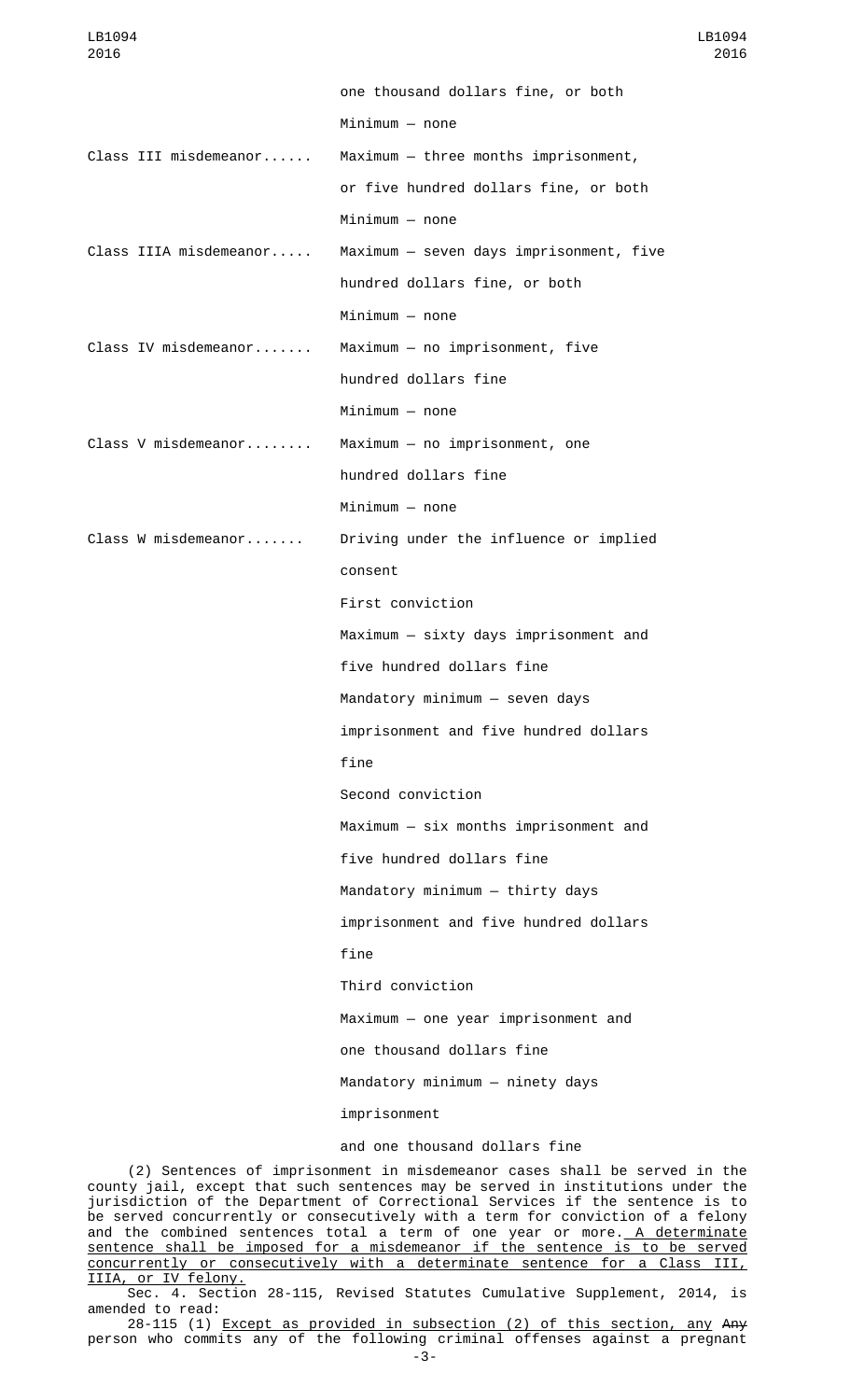| | |
|---|---|
| | one thousand dollars fine, or both |
| | Minimum — none |
| Class III misdemeanor...... | Maximum — three months imprisonment, |
| | or five hundred dollars fine, or both |
| | Minimum — none |
| Class IIIA misdemeanor..... | Maximum — seven days imprisonment, five |
| | hundred dollars fine, or both |
| | Minimum — none |
| Class IV misdemeanor....... | Maximum — no imprisonment, five |
| | hundred dollars fine |
| | Minimum — none |
| Class V misdemeanor........ | Maximum — no imprisonment, one |
| | hundred dollars fine |
| | Minimum — none |
| Class W misdemeanor....... | Driving under the influence or implied |
| | consent |
| | First conviction |
| | Maximum — sixty days imprisonment and |
| | five hundred dollars fine |
| | Mandatory minimum — seven days |
| | imprisonment and five hundred dollars |
| | fine |
| | Second conviction |
| | Maximum — six months imprisonment and |
| | five hundred dollars fine |
| | Mandatory minimum — thirty days |
| | imprisonment and five hundred dollars |
| | fine |
| | Third conviction |
| | Maximum — one year imprisonment and |
| | one thousand dollars fine |
| | Mandatory minimum — ninety days |
| | imprisonment |
| | and one thousand dollars fine |

(2) Sentences of imprisonment in misdemeanor cases shall be served in the county jail, except that such sentences may be served in institutions under the jurisdiction of the Department of Correctional Services if the sentence is to be served concurrently or consecutively with a term for conviction of a felony and the combined sentences total a term of one year or more. A determinate sentence shall be imposed for a misdemeanor if the sentence is to be served concurrently or consecutively with a determinate sentence for a Class III, IIIA, or IV felony.

Sec. 4. Section 28-115, Revised Statutes Cumulative Supplement, 2014, is amended to read:

28-115 (1) Except as provided in subsection (2) of this section, any ~~Any~~ person who commits any of the following criminal offenses against a pregnant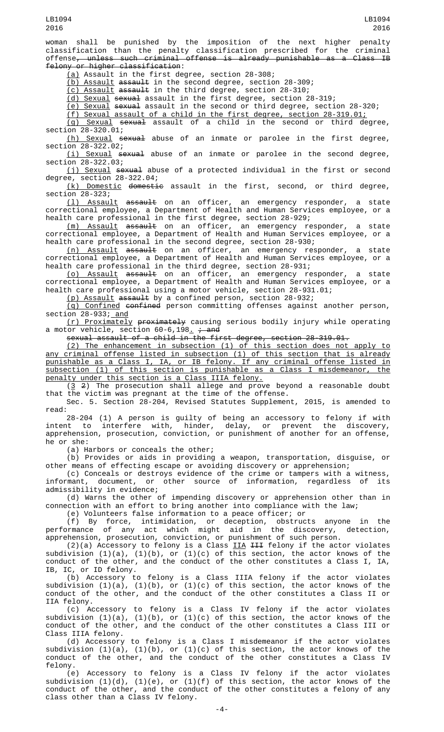woman shall be punished by the imposition of the next higher penalty classification than the penalty classification prescribed for the criminal offense~~, unless such criminal offense is already punishable as a Class IB felony or higher classification~~:

(a) Assault in the first degree, section 28-308;

(b) Assault ~~assault~~ in the second degree, section 28-309;

(c) Assault ~~assault~~ in the third degree, section 28-310;

(d) Sexual ~~sexual~~ assault in the first degree, section 28-319;

(e) Sexual ~~sexual~~ assault in the second or third degree, section 28-320;

(f) Sexual assault of a child in the first degree, section 28-319.01;

(g) Sexual ~~sexual~~ assault of a child in the second or third degree, section 28-320.01;

(h) Sexual ~~sexual~~ abuse of an inmate or parolee in the first degree, section 28-322.02;

(i) Sexual ~~sexual~~ abuse of an inmate or parolee in the second degree, section 28-322.03;

(j) Sexual ~~sexual~~ abuse of a protected individual in the first or second degree, section 28-322.04;

(k) Domestic ~~domestic~~ assault in the first, second, or third degree, section 28-323;

(l) Assault ~~assault~~ on an officer, an emergency responder, a state correctional employee, a Department of Health and Human Services employee, or a health care professional in the first degree, section 28-929;

(m) Assault ~~assault~~ on an officer, an emergency responder, a state correctional employee, a Department of Health and Human Services employee, or a health care professional in the second degree, section 28-930;

(n) Assault ~~assault~~ on an officer, an emergency responder, a state correctional employee, a Department of Health and Human Services employee, or a health care professional in the third degree, section 28-931;

(o) Assault ~~assault~~ on an officer, an emergency responder, a state correctional employee, a Department of Health and Human Services employee, or a health care professional using a motor vehicle, section 28-931.01;

(p) Assault ~~assault~~ by a confined person, section 28-932;

(q) Confined ~~confined~~ person committing offenses against another person, section 28-933; and

(r) Proximately ~~proximately~~ causing serious bodily injury while operating a motor vehicle, section 60-6,198. ~~; and~~

~~sexual assault of a child in the first degree, section 28-319.01.~~

(2) The enhancement in subsection (1) of this section does not apply to any criminal offense listed in subsection (1) of this section that is already punishable as a Class I, IA, or IB felony. If any criminal offense listed in subsection (1) of this section is punishable as a Class I misdemeanor, the penalty under this section is a Class IIIA felony.

(3 ~~2~~) The prosecution shall allege and prove beyond a reasonable doubt that the victim was pregnant at the time of the offense.

Sec. 5. Section 28-204, Revised Statutes Supplement, 2015, is amended to read:

28-204 (1) A person is guilty of being an accessory to felony if with intent to interfere with, hinder, delay, or prevent the discovery, apprehension, prosecution, conviction, or punishment of another for an offense, he or she:

(a) Harbors or conceals the other;

(b) Provides or aids in providing a weapon, transportation, disguise, or other means of effecting escape or avoiding discovery or apprehension;

(c) Conceals or destroys evidence of the crime or tampers with a witness, informant, document, or other source of information, regardless of its admissibility in evidence;

(d) Warns the other of impending discovery or apprehension other than in connection with an effort to bring another into compliance with the law;

(e) Volunteers false information to a peace officer; or

(f) By force, intimidation, or deception, obstructs anyone in the performance of any act which might aid in the discovery, detection, apprehension, prosecution, conviction, or punishment of such person.

(2)(a) Accessory to felony is a Class IIA ~~III~~ felony if the actor violates subdivision (1)(a), (1)(b), or (1)(c) of this section, the actor knows of the conduct of the other, and the conduct of the other constitutes a Class I, IA, IB, IC, or ID felony.

(b) Accessory to felony is a Class IIIA felony if the actor violates subdivision (1)(a), (1)(b), or (1)(c) of this section, the actor knows of the conduct of the other, and the conduct of the other constitutes a Class II or IIA felony.

(c) Accessory to felony is a Class IV felony if the actor violates subdivision (1)(a), (1)(b), or (1)(c) of this section, the actor knows of the conduct of the other, and the conduct of the other constitutes a Class III or Class IIIA felony.

(d) Accessory to felony is a Class I misdemeanor if the actor violates subdivision (1)(a), (1)(b), or (1)(c) of this section, the actor knows of the conduct of the other, and the conduct of the other constitutes a Class IV felony.

(e) Accessory to felony is a Class IV felony if the actor violates subdivision (1)(d), (1)(e), or (1)(f) of this section, the actor knows of the conduct of the other, and the conduct of the other constitutes a felony of any class other than a Class IV felony.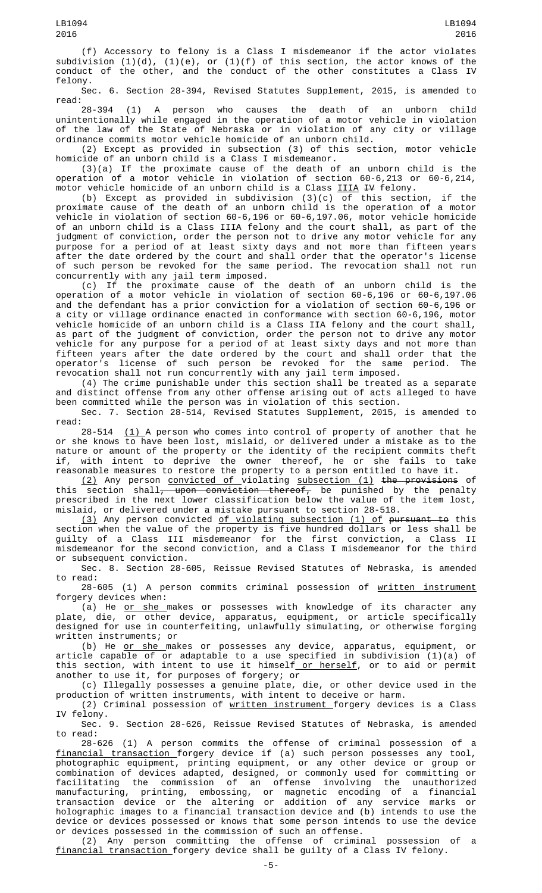(f) Accessory to felony is a Class I misdemeanor if the actor violates subdivision (1)(d), (1)(e), or (1)(f) of this section, the actor knows of the conduct of the other, and the conduct of the other constitutes a Class IV felony.

Sec. 6. Section 28-394, Revised Statutes Supplement, 2015, is amended to read:

28-394 (1) A person who causes the death of an unborn child unintentionally while engaged in the operation of a motor vehicle in violation of the law of the State of Nebraska or in violation of any city or village ordinance commits motor vehicle homicide of an unborn child.

(2) Except as provided in subsection (3) of this section, motor vehicle homicide of an unborn child is a Class I misdemeanor.

(3)(a) If the proximate cause of the death of an unborn child is the operation of a motor vehicle in violation of section 60-6,213 or 60-6,214, motor vehicle homicide of an unborn child is a Class IIIA ~~IV~~ felony.

(b) Except as provided in subdivision (3)(c) of this section, if the proximate cause of the death of an unborn child is the operation of a motor vehicle in violation of section 60-6,196 or 60-6,197.06, motor vehicle homicide of an unborn child is a Class IIIA felony and the court shall, as part of the judgment of conviction, order the person not to drive any motor vehicle for any purpose for a period of at least sixty days and not more than fifteen years after the date ordered by the court and shall order that the operator's license of such person be revoked for the same period. The revocation shall not run concurrently with any jail term imposed.

(c) If the proximate cause of the death of an unborn child is the operation of a motor vehicle in violation of section 60-6,196 or 60-6,197.06 and the defendant has a prior conviction for a violation of section 60-6,196 or a city or village ordinance enacted in conformance with section 60-6,196, motor vehicle homicide of an unborn child is a Class IIA felony and the court shall, as part of the judgment of conviction, order the person not to drive any motor vehicle for any purpose for a period of at least sixty days and not more than fifteen years after the date ordered by the court and shall order that the operator's license of such person be revoked for the same period. The revocation shall not run concurrently with any jail term imposed.

(4) The crime punishable under this section shall be treated as a separate and distinct offense from any other offense arising out of acts alleged to have been committed while the person was in violation of this section.

Sec. 7. Section 28-514, Revised Statutes Supplement, 2015, is amended to read:

28-514 (1) A person who comes into control of property of another that he or she knows to have been lost, mislaid, or delivered under a mistake as to the nature or amount of the property or the identity of the recipient commits theft if, with intent to deprive the owner thereof, he or she fails to take reasonable measures to restore the property to a person entitled to have it.

(2) Any person convicted of violating subsection (1) ~~the provisions~~ of this section shall~~, upon conviction thereof,~~ be punished by the penalty prescribed in the next lower classification below the value of the item lost, mislaid, or delivered under a mistake pursuant to section 28-518.

(3) Any person convicted of violating subsection (1) of ~~pursuant to~~ this section when the value of the property is five hundred dollars or less shall be guilty of a Class III misdemeanor for the first conviction, a Class II misdemeanor for the second conviction, and a Class I misdemeanor for the third or subsequent conviction.

Sec. 8. Section 28-605, Reissue Revised Statutes of Nebraska, is amended to read:

28-605 (1) A person commits criminal possession of written instrument forgery devices when:

(a) He or she makes or possesses with knowledge of its character any plate, die, or other device, apparatus, equipment, or article specifically designed for use in counterfeiting, unlawfully simulating, or otherwise forging written instruments; or

(b) He or she makes or possesses any device, apparatus, equipment, or article capable of or adaptable to a use specified in subdivision (1)(a) of this section, with intent to use it himself or herself, or to aid or permit another to use it, for purposes of forgery; or

(c) Illegally possesses a genuine plate, die, or other device used in the production of written instruments, with intent to deceive or harm.

(2) Criminal possession of written instrument forgery devices is a Class IV felony.

Sec. 9. Section 28-626, Reissue Revised Statutes of Nebraska, is amended to read:

28-626 (1) A person commits the offense of criminal possession of a financial transaction forgery device if (a) such person possesses any tool, photographic equipment, printing equipment, or any other device or group or combination of devices adapted, designed, or commonly used for committing or facilitating the commission of an offense involving the unauthorized manufacturing, printing, embossing, or magnetic encoding of a financial transaction device or the altering or addition of any service marks or holographic images to a financial transaction device and (b) intends to use the device or devices possessed or knows that some person intends to use the device or devices possessed in the commission of such an offense.

(2) Any person committing the offense of criminal possession of a financial transaction forgery device shall be guilty of a Class IV felony.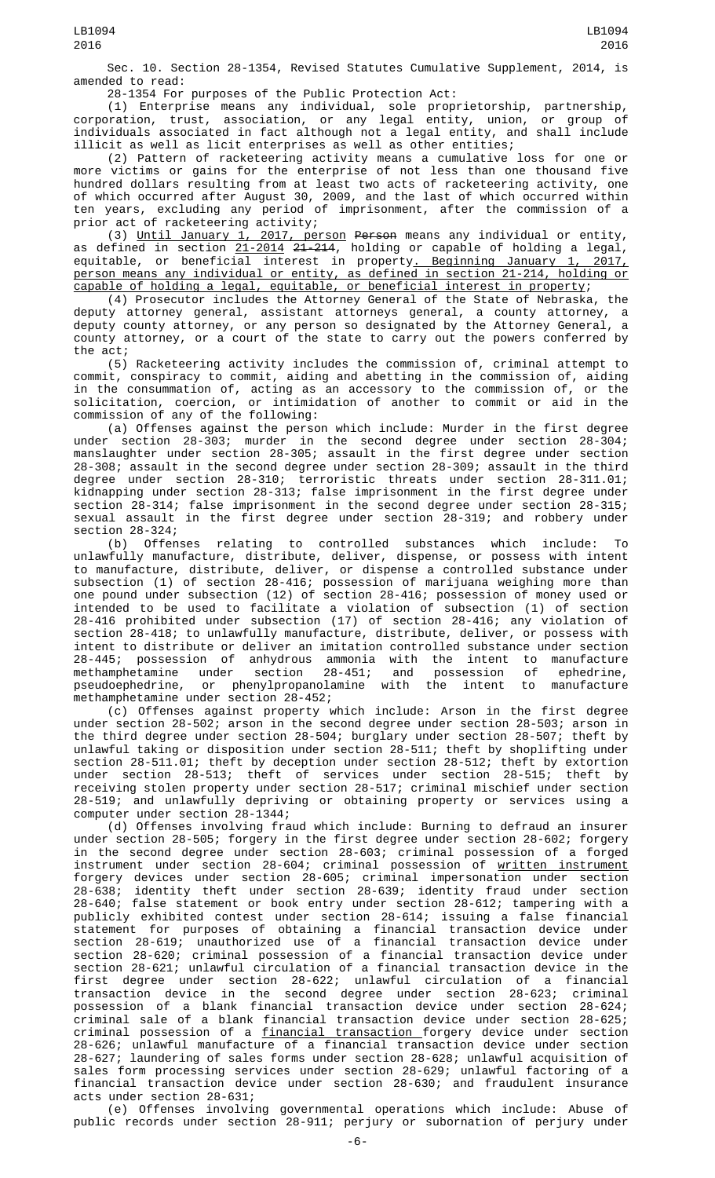Sec. 10. Section 28-1354, Revised Statutes Cumulative Supplement, 2014, is amended to read:

28-1354 For purposes of the Public Protection Act:

(1) Enterprise means any individual, sole proprietorship, partnership, corporation, trust, association, or any legal entity, union, or group of individuals associated in fact although not a legal entity, and shall include illicit as well as licit enterprises as well as other entities;

(2) Pattern of racketeering activity means a cumulative loss for one or more victims or gains for the enterprise of not less than one thousand five hundred dollars resulting from at least two acts of racketeering activity, one of which occurred after August 30, 2009, and the last of which occurred within ten years, excluding any period of imprisonment, after the commission of a prior act of racketeering activity;

(3) Until January 1, 2017, person ~~Person~~ means any individual or entity, as defined in section 21-2014 ~~21-214~~, holding or capable of holding a legal, equitable, or beneficial interest in property. Beginning January 1, 2017, person means any individual or entity, as defined in section 21-214, holding or capable of holding a legal, equitable, or beneficial interest in property;

(4) Prosecutor includes the Attorney General of the State of Nebraska, the deputy attorney general, assistant attorneys general, a county attorney, a deputy county attorney, or any person so designated by the Attorney General, a county attorney, or a court of the state to carry out the powers conferred by the act;

(5) Racketeering activity includes the commission of, criminal attempt to commit, conspiracy to commit, aiding and abetting in the commission of, aiding in the consummation of, acting as an accessory to the commission of, or the solicitation, coercion, or intimidation of another to commit or aid in the commission of any of the following:

(a) Offenses against the person which include: Murder in the first degree under section 28-303; murder in the second degree under section 28-304; manslaughter under section 28-305; assault in the first degree under section 28-308; assault in the second degree under section 28-309; assault in the third degree under section 28-310; terroristic threats under section 28-311.01; kidnapping under section 28-313; false imprisonment in the first degree under section 28-314; false imprisonment in the second degree under section 28-315; sexual assault in the first degree under section 28-319; and robbery under section 28-324;

(b) Offenses relating to controlled substances which include: To unlawfully manufacture, distribute, deliver, dispense, or possess with intent to manufacture, distribute, deliver, or dispense a controlled substance under subsection (1) of section 28-416; possession of marijuana weighing more than one pound under subsection (12) of section 28-416; possession of money used or intended to be used to facilitate a violation of subsection (1) of section 28-416 prohibited under subsection (17) of section 28-416; any violation of section 28-418; to unlawfully manufacture, distribute, deliver, or possess with intent to distribute or deliver an imitation controlled substance under section 28-445; possession of anhydrous ammonia with the intent to manufacture methamphetamine under section 28-451; and possession of ephedrine, pseudoephedrine, or phenylpropanolamine with the intent to manufacture methamphetamine under section 28-452;

(c) Offenses against property which include: Arson in the first degree under section 28-502; arson in the second degree under section 28-503; arson in the third degree under section 28-504; burglary under section 28-507; theft by unlawful taking or disposition under section 28-511; theft by shoplifting under section 28-511.01; theft by deception under section 28-512; theft by extortion under section 28-513; theft of services under section 28-515; theft by receiving stolen property under section 28-517; criminal mischief under section 28-519; and unlawfully depriving or obtaining property or services using a computer under section 28-1344;

(d) Offenses involving fraud which include: Burning to defraud an insurer under section 28-505; forgery in the first degree under section 28-602; forgery in the second degree under section 28-603; criminal possession of a forged instrument under section 28-604; criminal possession of written instrument forgery devices under section 28-605; criminal impersonation under section 28-638; identity theft under section 28-639; identity fraud under section 28-640; false statement or book entry under section 28-612; tampering with a publicly exhibited contest under section 28-614; issuing a false financial statement for purposes of obtaining a financial transaction device under section 28-619; unauthorized use of a financial transaction device under section 28-620; criminal possession of a financial transaction device under section 28-621; unlawful circulation of a financial transaction device in the first degree under section 28-622; unlawful circulation of a financial transaction device in the second degree under section 28-623; criminal possession of a blank financial transaction device under section 28-624; criminal sale of a blank financial transaction device under section 28-625; criminal possession of a financial transaction forgery device under section 28-626; unlawful manufacture of a financial transaction device under section 28-627; laundering of sales forms under section 28-628; unlawful acquisition of sales form processing services under section 28-629; unlawful factoring of a financial transaction device under section 28-630; and fraudulent insurance acts under section 28-631;

(e) Offenses involving governmental operations which include: Abuse of public records under section 28-911; perjury or subornation of perjury under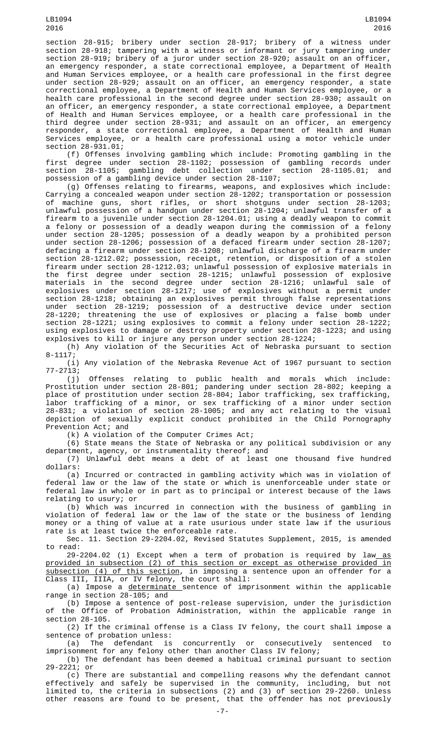section 28-915; bribery under section 28-917; bribery of a witness under section 28-918; tampering with a witness or informant or jury tampering under section 28-919; bribery of a juror under section 28-920; assault on an officer, an emergency responder, a state correctional employee, a Department of Health and Human Services employee, or a health care professional in the first degree under section 28-929; assault on an officer, an emergency responder, a state correctional employee, a Department of Health and Human Services employee, or a health care professional in the second degree under section 28-930; assault on an officer, an emergency responder, a state correctional employee, a Department of Health and Human Services employee, or a health care professional in the third degree under section 28-931; and assault on an officer, an emergency responder, a state correctional employee, a Department of Health and Human Services employee, or a health care professional using a motor vehicle under section 28-931.01;

(f) Offenses involving gambling which include: Promoting gambling in the first degree under section 28-1102; possession of gambling records under section 28-1105; gambling debt collection under section 28-1105.01; and possession of a gambling device under section 28-1107;

(g) Offenses relating to firearms, weapons, and explosives which include: Carrying a concealed weapon under section 28-1202; transportation or possession of machine guns, short rifles, or short shotguns under section 28-1203; unlawful possession of a handgun under section 28-1204; unlawful transfer of a firearm to a juvenile under section 28-1204.01; using a deadly weapon to commit a felony or possession of a deadly weapon during the commission of a felony under section 28-1205; possession of a deadly weapon by a prohibited person under section 28-1206; possession of a defaced firearm under section 28-1207; defacing a firearm under section 28-1208; unlawful discharge of a firearm under section 28-1212.02; possession, receipt, retention, or disposition of a stolen firearm under section 28-1212.03; unlawful possession of explosive materials in the first degree under section 28-1215; unlawful possession of explosive materials in the second degree under section 28-1216; unlawful sale of explosives under section 28-1217; use of explosives without a permit under section 28-1218; obtaining an explosives permit through false representations under section 28-1219; possession of a destructive device under section 28-1220; threatening the use of explosives or placing a false bomb under section 28-1221; using explosives to commit a felony under section 28-1222; using explosives to damage or destroy property under section 28-1223; and using explosives to kill or injure any person under section 28-1224;

(h) Any violation of the Securities Act of Nebraska pursuant to section 8-1117;

(i) Any violation of the Nebraska Revenue Act of 1967 pursuant to section 77-2713;

(j) Offenses relating to public health and morals which include: Prostitution under section 28-801; pandering under section 28-802; keeping a place of prostitution under section 28-804; labor trafficking, sex trafficking, labor trafficking of a minor, or sex trafficking of a minor under section 28-831; a violation of section 28-1005; and any act relating to the visual depiction of sexually explicit conduct prohibited in the Child Pornography Prevention Act; and

(k) A violation of the Computer Crimes Act;

(6) State means the State of Nebraska or any political subdivision or any department, agency, or instrumentality thereof; and

(7) Unlawful debt means a debt of at least one thousand five hundred dollars:

(a) Incurred or contracted in gambling activity which was in violation of federal law or the law of the state or which is unenforceable under state or federal law in whole or in part as to principal or interest because of the laws relating to usury; or

(b) Which was incurred in connection with the business of gambling in violation of federal law or the law of the state or the business of lending money or a thing of value at a rate usurious under state law if the usurious rate is at least twice the enforceable rate.

Sec. 11. Section 29-2204.02, Revised Statutes Supplement, 2015, is amended to read:

29-2204.02 (1) Except when a term of probation is required by law as provided in subsection (2) of this section or except as otherwise provided in subsection (4) of this section, in imposing a sentence upon an offender for a Class III, IIIA, or IV felony, the court shall:

(a) Impose a determinate sentence of imprisonment within the applicable range in section 28-105; and

(b) Impose a sentence of post-release supervision, under the jurisdiction of the Office of Probation Administration, within the applicable range in section 28-105.

(2) If the criminal offense is a Class IV felony, the court shall impose a sentence of probation unless:

(a) The defendant is concurrently or consecutively sentenced to imprisonment for any felony other than another Class IV felony;

(b) The defendant has been deemed a habitual criminal pursuant to section 29-2221; or

(c) There are substantial and compelling reasons why the defendant cannot effectively and safely be supervised in the community, including, but not limited to, the criteria in subsections (2) and (3) of section 29-2260. Unless other reasons are found to be present, that the offender has not previously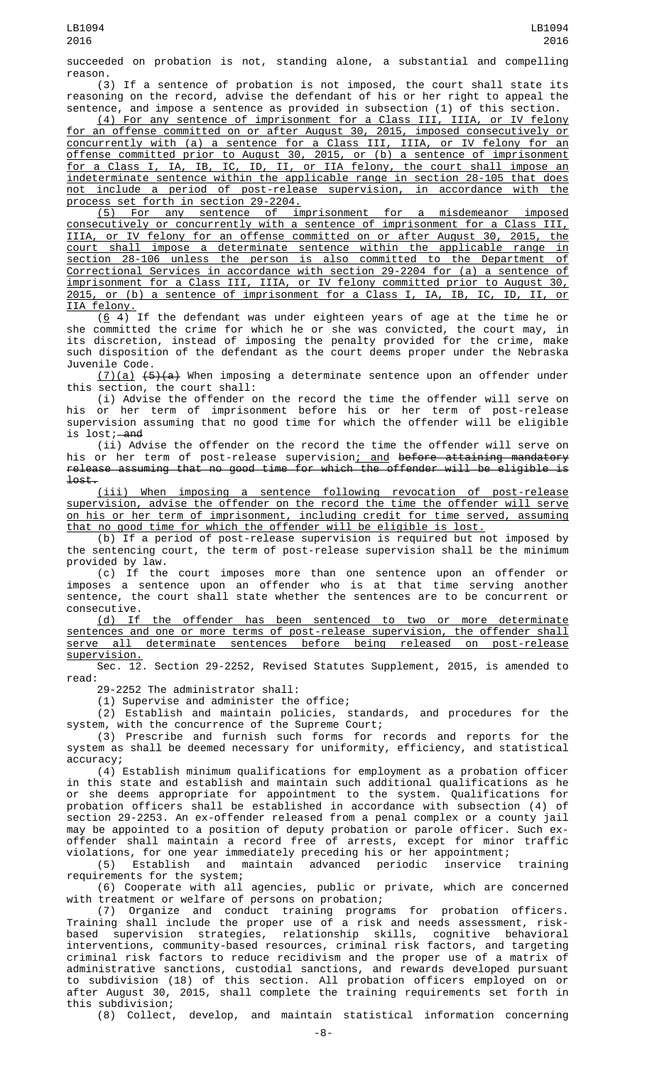succeeded on probation is not, standing alone, a substantial and compelling reason.

(3) If a sentence of probation is not imposed, the court shall state its reasoning on the record, advise the defendant of his or her right to appeal the sentence, and impose a sentence as provided in subsection (1) of this section.

(4) For any sentence of imprisonment for a Class III, IIIA, or IV felony for an offense committed on or after August 30, 2015, imposed consecutively or concurrently with (a) a sentence for a Class III, IIIA, or IV felony for an offense committed prior to August 30, 2015, or (b) a sentence of imprisonment for a Class I, IA, IB, IC, ID, II, or IIA felony, the court shall impose an indeterminate sentence within the applicable range in section 28-105 that does not include a period of post-release supervision, in accordance with the process set forth in section 29-2204.

(5) For any sentence of imprisonment for a misdemeanor imposed consecutively or concurrently with a sentence of imprisonment for a Class III, IIIA, or IV felony for an offense committed on or after August 30, 2015, the court shall impose a determinate sentence within the applicable range in section 28-106 unless the person is also committed to the Department of Correctional Services in accordance with section 29-2204 for (a) a sentence of imprisonment for a Class III, IIIA, or IV felony committed prior to August 30, 2015, or (b) a sentence of imprisonment for a Class I, IA, IB, IC, ID, II, or IIA felony.

(6 4) If the defendant was under eighteen years of age at the time he or she committed the crime for which he or she was convicted, the court may, in its discretion, instead of imposing the penalty provided for the crime, make such disposition of the defendant as the court deems proper under the Nebraska Juvenile Code.

(7)(a) ~~(5)(a)~~ When imposing a determinate sentence upon an offender under this section, the court shall:

(i) Advise the offender on the record the time the offender will serve on his or her term of imprisonment before his or her term of post-release supervision assuming that no good time for which the offender will be eligible is lost; ~~and~~

(ii) Advise the offender on the record the time the offender will serve on his or her term of post-release supervision; and ~~before attaining mandatory release assuming that no good time for which the offender will be eligible is lost.~~

(iii) When imposing a sentence following revocation of post-release supervision, advise the offender on the record the time the offender will serve on his or her term of imprisonment, including credit for time served, assuming that no good time for which the offender will be eligible is lost.

(b) If a period of post-release supervision is required but not imposed by the sentencing court, the term of post-release supervision shall be the minimum provided by law.

(c) If the court imposes more than one sentence upon an offender or imposes a sentence upon an offender who is at that time serving another sentence, the court shall state whether the sentences are to be concurrent or consecutive.

(d) If the offender has been sentenced to two or more determinate sentences and one or more terms of post-release supervision, the offender shall serve all determinate sentences before being released on post-release supervision.

Sec. 12. Section 29-2252, Revised Statutes Supplement, 2015, is amended to read:

29-2252 The administrator shall:

(1) Supervise and administer the office;

(2) Establish and maintain policies, standards, and procedures for the system, with the concurrence of the Supreme Court;

(3) Prescribe and furnish such forms for records and reports for the system as shall be deemed necessary for uniformity, efficiency, and statistical accuracy;

(4) Establish minimum qualifications for employment as a probation officer in this state and establish and maintain such additional qualifications as he or she deems appropriate for appointment to the system. Qualifications for probation officers shall be established in accordance with subsection (4) of section 29-2253. An ex-offender released from a penal complex or a county jail may be appointed to a position of deputy probation or parole officer. Such ex-offender shall maintain a record free of arrests, except for minor traffic violations, for one year immediately preceding his or her appointment;

(5) Establish and maintain advanced periodic inservice training requirements for the system;

(6) Cooperate with all agencies, public or private, which are concerned with treatment or welfare of persons on probation;

(7) Organize and conduct training programs for probation officers. Training shall include the proper use of a risk and needs assessment, risk-based supervision strategies, relationship skills, cognitive behavioral interventions, community-based resources, criminal risk factors, and targeting criminal risk factors to reduce recidivism and the proper use of a matrix of administrative sanctions, custodial sanctions, and rewards developed pursuant to subdivision (18) of this section. All probation officers employed on or after August 30, 2015, shall complete the training requirements set forth in this subdivision;

(8) Collect, develop, and maintain statistical information concerning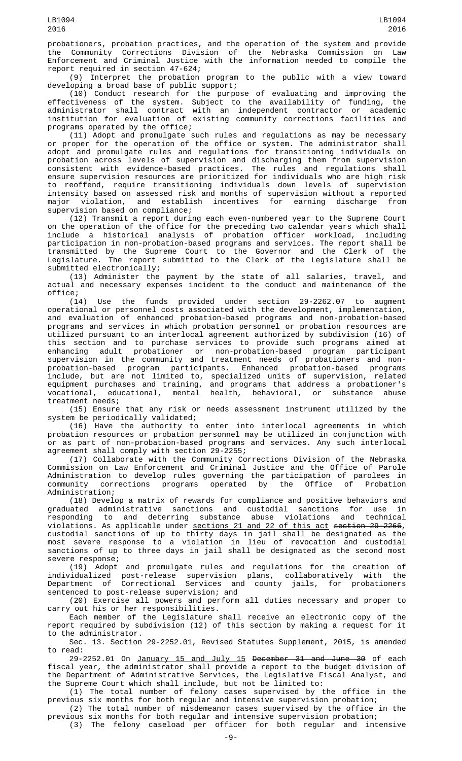probationers, probation practices, and the operation of the system and provide the Community Corrections Division of the Nebraska Commission on Law Enforcement and Criminal Justice with the information needed to compile the report required in section 47-624;

(9) Interpret the probation program to the public with a view toward developing a broad base of public support;

(10) Conduct research for the purpose of evaluating and improving the effectiveness of the system. Subject to the availability of funding, the administrator shall contract with an independent contractor or academic institution for evaluation of existing community corrections facilities and programs operated by the office;

(11) Adopt and promulgate such rules and regulations as may be necessary or proper for the operation of the office or system. The administrator shall adopt and promulgate rules and regulations for transitioning individuals on probation across levels of supervision and discharging them from supervision consistent with evidence-based practices. The rules and regulations shall ensure supervision resources are prioritized for individuals who are high risk to reoffend, require transitioning individuals down levels of supervision intensity based on assessed risk and months of supervision without a reported major violation, and establish incentives for earning discharge from supervision based on compliance;

(12) Transmit a report during each even-numbered year to the Supreme Court on the operation of the office for the preceding two calendar years which shall include a historical analysis of probation officer workload, including participation in non-probation-based programs and services. The report shall be transmitted by the Supreme Court to the Governor and the Clerk of the Legislature. The report submitted to the Clerk of the Legislature shall be submitted electronically;

(13) Administer the payment by the state of all salaries, travel, and actual and necessary expenses incident to the conduct and maintenance of the office;

(14) Use the funds provided under section 29-2262.07 to augment operational or personnel costs associated with the development, implementation, and evaluation of enhanced probation-based programs and non-probation-based programs and services in which probation personnel or probation resources are utilized pursuant to an interlocal agreement authorized by subdivision (16) of this section and to purchase services to provide such programs aimed at enhancing adult probationer or non-probation-based program participant supervision in the community and treatment needs of probationers and non-probation-based program participants. Enhanced probation-based programs include, but are not limited to, specialized units of supervision, related equipment purchases and training, and programs that address a probationer's vocational, educational, mental health, behavioral, or substance abuse treatment needs;

(15) Ensure that any risk or needs assessment instrument utilized by the system be periodically validated;

(16) Have the authority to enter into interlocal agreements in which probation resources or probation personnel may be utilized in conjunction with or as part of non-probation-based programs and services. Any such interlocal agreement shall comply with section 29-2255;

(17) Collaborate with the Community Corrections Division of the Nebraska Commission on Law Enforcement and Criminal Justice and the Office of Parole Administration to develop rules governing the participation of parolees in community corrections programs operated by the Office of Probation Administration;

(18) Develop a matrix of rewards for compliance and positive behaviors and graduated administrative sanctions and custodial sanctions for use in responding to and deterring substance abuse violations and technical violations. As applicable under sections 21 and 22 of this act ~~section 29-2266~~, custodial sanctions of up to thirty days in jail shall be designated as the most severe response to a violation in lieu of revocation and custodial sanctions of up to three days in jail shall be designated as the second most severe response;

(19) Adopt and promulgate rules and regulations for the creation of individualized post-release supervision plans, collaboratively with the Department of Correctional Services and county jails, for probationers sentenced to post-release supervision; and

(20) Exercise all powers and perform all duties necessary and proper to carry out his or her responsibilities.

Each member of the Legislature shall receive an electronic copy of the report required by subdivision (12) of this section by making a request for it to the administrator.

Sec. 13. Section 29-2252.01, Revised Statutes Supplement, 2015, is amended to read:

29-2252.01 On January 15 and July 15 ~~December 31 and June 30~~ of each fiscal year, the administrator shall provide a report to the budget division of the Department of Administrative Services, the Legislative Fiscal Analyst, and the Supreme Court which shall include, but not be limited to:

(1) The total number of felony cases supervised by the office in the previous six months for both regular and intensive supervision probation;

(2) The total number of misdemeanor cases supervised by the office in the previous six months for both regular and intensive supervision probation;

(3) The felony caseload per officer for both regular and intensive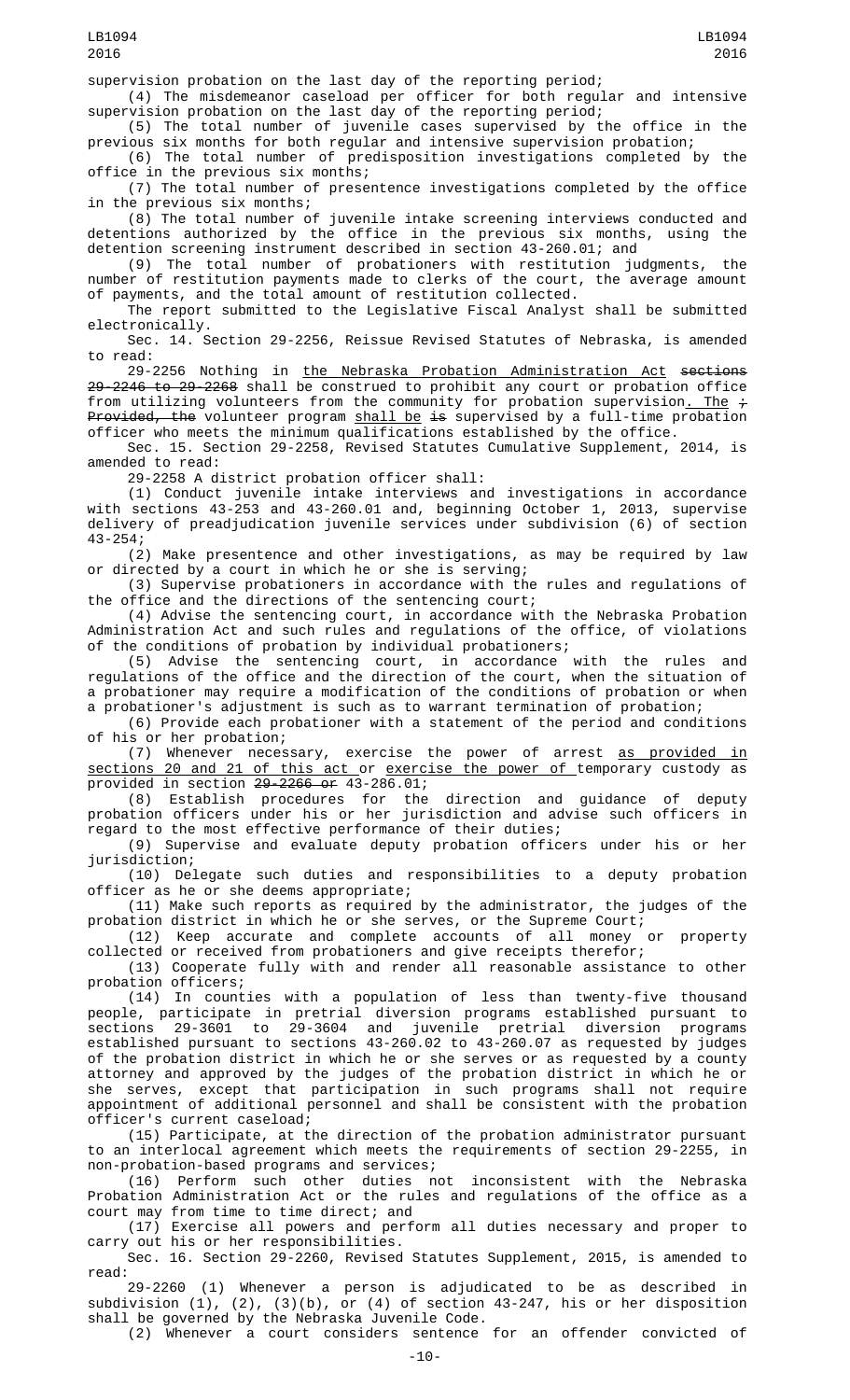supervision probation on the last day of the reporting period;

(4) The misdemeanor caseload per officer for both regular and intensive supervision probation on the last day of the reporting period;

(5) The total number of juvenile cases supervised by the office in the previous six months for both regular and intensive supervision probation;

(6) The total number of predisposition investigations completed by the office in the previous six months;

(7) The total number of presentence investigations completed by the office in the previous six months;

(8) The total number of juvenile intake screening interviews conducted and detentions authorized by the office in the previous six months, using the detention screening instrument described in section 43-260.01; and

(9) The total number of probationers with restitution judgments, the number of restitution payments made to clerks of the court, the average amount of payments, and the total amount of restitution collected.

The report submitted to the Legislative Fiscal Analyst shall be submitted electronically.

Sec. 14. Section 29-2256, Reissue Revised Statutes of Nebraska, is amended to read:

29-2256 Nothing in <u>the Nebraska Probation Administration Act</u> ~~sections 29-2246 to 29-2268~~ shall be construed to prohibit any court or probation office from utilizing volunteers from the community for probation supervision<u>. The</u> ~~; Provided, the~~ volunteer program <u>shall be</u> ~~is~~ supervised by a full-time probation officer who meets the minimum qualifications established by the office.

Sec. 15. Section 29-2258, Revised Statutes Cumulative Supplement, 2014, is amended to read:

29-2258 A district probation officer shall:

(1) Conduct juvenile intake interviews and investigations in accordance with sections 43-253 and 43-260.01 and, beginning October 1, 2013, supervise delivery of preadjudication juvenile services under subdivision (6) of section 43-254;

(2) Make presentence and other investigations, as may be required by law or directed by a court in which he or she is serving;

(3) Supervise probationers in accordance with the rules and regulations of the office and the directions of the sentencing court;

(4) Advise the sentencing court, in accordance with the Nebraska Probation Administration Act and such rules and regulations of the office, of violations of the conditions of probation by individual probationers;

(5) Advise the sentencing court, in accordance with the rules and regulations of the office and the direction of the court, when the situation of a probationer may require a modification of the conditions of probation or when a probationer's adjustment is such as to warrant termination of probation;

(6) Provide each probationer with a statement of the period and conditions of his or her probation;

(7) Whenever necessary, exercise the power of arrest <u>as provided in sections 20 and 21 of this act</u> or <u>exercise the power of</u> temporary custody as provided in section ~~29-2266 or~~ 43-286.01;

(8) Establish procedures for the direction and guidance of deputy probation officers under his or her jurisdiction and advise such officers in regard to the most effective performance of their duties;

(9) Supervise and evaluate deputy probation officers under his or her jurisdiction;

(10) Delegate such duties and responsibilities to a deputy probation officer as he or she deems appropriate;

(11) Make such reports as required by the administrator, the judges of the probation district in which he or she serves, or the Supreme Court;

(12) Keep accurate and complete accounts of all money or property collected or received from probationers and give receipts therefor;

(13) Cooperate fully with and render all reasonable assistance to other probation officers;

(14) In counties with a population of less than twenty-five thousand people, participate in pretrial diversion programs established pursuant to sections 29-3601 to 29-3604 and juvenile pretrial diversion programs established pursuant to sections 43-260.02 to 43-260.07 as requested by judges of the probation district in which he or she serves or as requested by a county attorney and approved by the judges of the probation district in which he or she serves, except that participation in such programs shall not require appointment of additional personnel and shall be consistent with the probation officer's current caseload;

(15) Participate, at the direction of the probation administrator pursuant to an interlocal agreement which meets the requirements of section 29-2255, in non-probation-based programs and services;

(16) Perform such other duties not inconsistent with the Nebraska Probation Administration Act or the rules and regulations of the office as a court may from time to time direct; and

(17) Exercise all powers and perform all duties necessary and proper to carry out his or her responsibilities.

Sec. 16. Section 29-2260, Revised Statutes Supplement, 2015, is amended to read:

29-2260 (1) Whenever a person is adjudicated to be as described in subdivision (1), (2), (3)(b), or (4) of section 43-247, his or her disposition shall be governed by the Nebraska Juvenile Code.

(2) Whenever a court considers sentence for an offender convicted of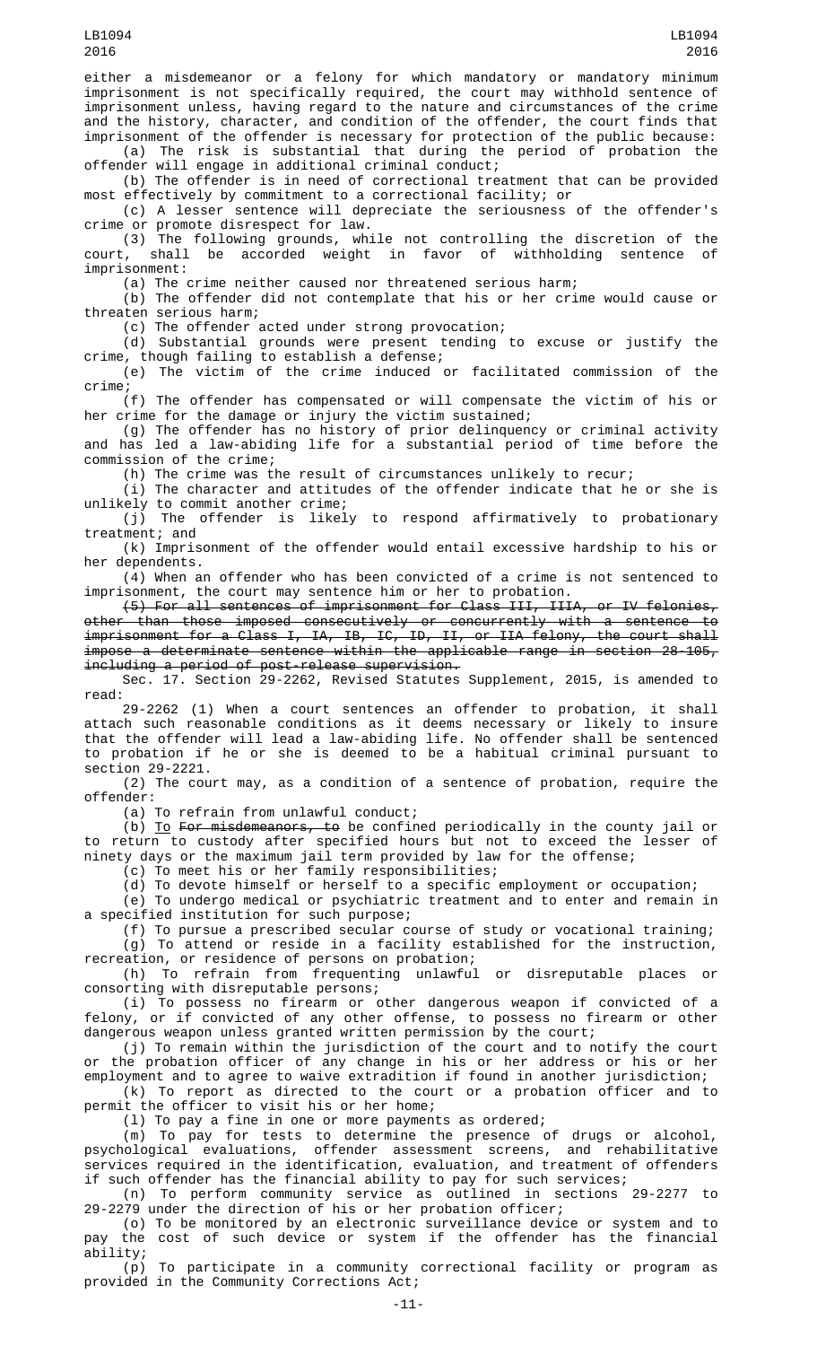either a misdemeanor or a felony for which mandatory or mandatory minimum imprisonment is not specifically required, the court may withhold sentence of imprisonment unless, having regard to the nature and circumstances of the crime and the history, character, and condition of the offender, the court finds that imprisonment of the offender is necessary for protection of the public because:

(a) The risk is substantial that during the period of probation the offender will engage in additional criminal conduct;

(b) The offender is in need of correctional treatment that can be provided most effectively by commitment to a correctional facility; or

(c) A lesser sentence will depreciate the seriousness of the offender's crime or promote disrespect for law.

(3) The following grounds, while not controlling the discretion of the court, shall be accorded weight in favor of withholding sentence of imprisonment:

(a) The crime neither caused nor threatened serious harm;

(b) The offender did not contemplate that his or her crime would cause or threaten serious harm;

(c) The offender acted under strong provocation;

(d) Substantial grounds were present tending to excuse or justify the crime, though failing to establish a defense;

(e) The victim of the crime induced or facilitated commission of the crime;

(f) The offender has compensated or will compensate the victim of his or her crime for the damage or injury the victim sustained;

(g) The offender has no history of prior delinquency or criminal activity and has led a law-abiding life for a substantial period of time before the commission of the crime;

(h) The crime was the result of circumstances unlikely to recur;

(i) The character and attitudes of the offender indicate that he or she is unlikely to commit another crime;

(j) The offender is likely to respond affirmatively to probationary treatment; and

(k) Imprisonment of the offender would entail excessive hardship to his or her dependents.

(4) When an offender who has been convicted of a crime is not sentenced to imprisonment, the court may sentence him or her to probation.

~~(5) For all sentences of imprisonment for Class III, IIIA, or IV felonies, other than those imposed consecutively or concurrently with a sentence to imprisonment for a Class I, IA, IB, IC, ID, II, or IIA felony, the court shall impose a determinate sentence within the applicable range in section 28-105, including a period of post-release supervision.~~

Sec. 17. Section 29-2262, Revised Statutes Supplement, 2015, is amended to read:

29-2262 (1) When a court sentences an offender to probation, it shall attach such reasonable conditions as it deems necessary or likely to insure that the offender will lead a law-abiding life. No offender shall be sentenced to probation if he or she is deemed to be a habitual criminal pursuant to section 29-2221.

(2) The court may, as a condition of a sentence of probation, require the offender:

(a) To refrain from unlawful conduct;

(b) To ~~For misdemeanors, to~~ be confined periodically in the county jail or to return to custody after specified hours but not to exceed the lesser of ninety days or the maximum jail term provided by law for the offense;

(c) To meet his or her family responsibilities;

(d) To devote himself or herself to a specific employment or occupation;

(e) To undergo medical or psychiatric treatment and to enter and remain in a specified institution for such purpose;

(f) To pursue a prescribed secular course of study or vocational training;

(g) To attend or reside in a facility established for the instruction, recreation, or residence of persons on probation;

(h) To refrain from frequenting unlawful or disreputable places or consorting with disreputable persons;

(i) To possess no firearm or other dangerous weapon if convicted of a felony, or if convicted of any other offense, to possess no firearm or other dangerous weapon unless granted written permission by the court;

(j) To remain within the jurisdiction of the court and to notify the court or the probation officer of any change in his or her address or his or her employment and to agree to waive extradition if found in another jurisdiction;

(k) To report as directed to the court or a probation officer and to permit the officer to visit his or her home;

(l) To pay a fine in one or more payments as ordered;

(m) To pay for tests to determine the presence of drugs or alcohol, psychological evaluations, offender assessment screens, and rehabilitative services required in the identification, evaluation, and treatment of offenders if such offender has the financial ability to pay for such services;

(n) To perform community service as outlined in sections 29-2277 to 29-2279 under the direction of his or her probation officer;

(o) To be monitored by an electronic surveillance device or system and to pay the cost of such device or system if the offender has the financial ability;

(p) To participate in a community correctional facility or program as provided in the Community Corrections Act;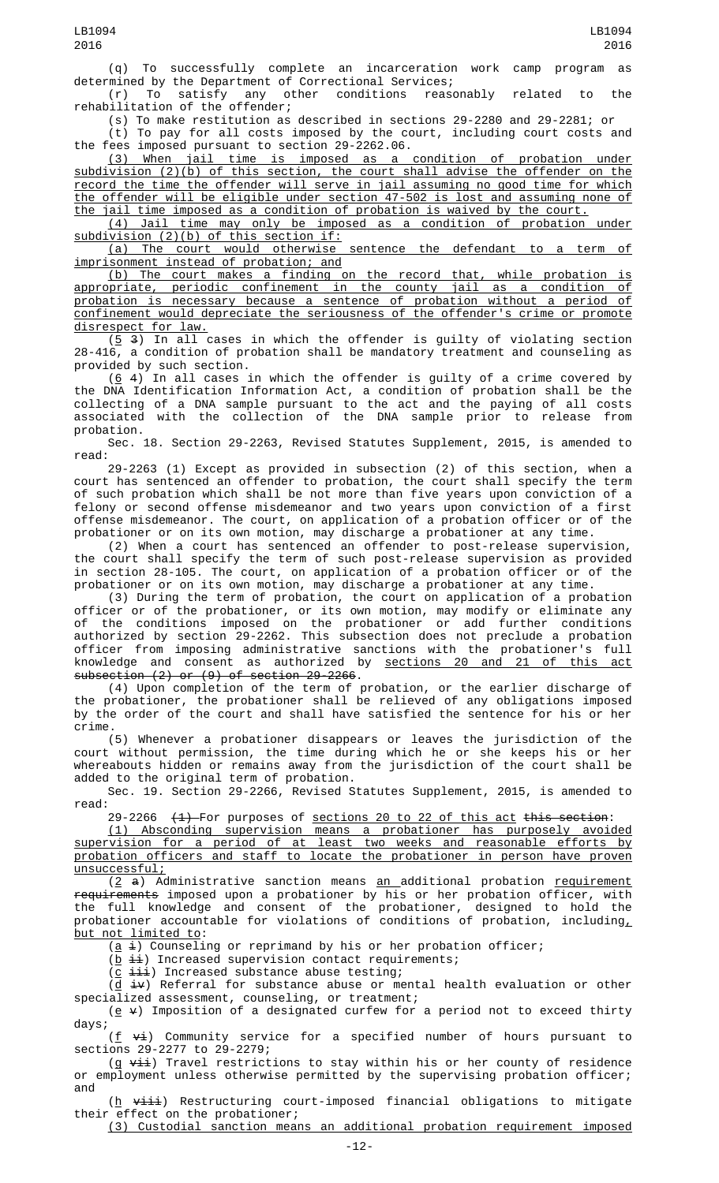(q) To successfully complete an incarceration work camp program as determined by the Department of Correctional Services;

(r) To satisfy any other conditions reasonably related to the rehabilitation of the offender;

(s) To make restitution as described in sections 29-2280 and 29-2281; or

(t) To pay for all costs imposed by the court, including court costs and the fees imposed pursuant to section 29-2262.06.

(3) When jail time is imposed as a condition of probation under subdivision (2)(b) of this section, the court shall advise the offender on the record the time the offender will serve in jail assuming no good time for which the offender will be eligible under section 47-502 is lost and assuming none of the jail time imposed as a condition of probation is waived by the court.

(4) Jail time may only be imposed as a condition of probation under subdivision (2)(b) of this section if:

(a) The court would otherwise sentence the defendant to a term of imprisonment instead of probation; and

(b) The court makes a finding on the record that, while probation is appropriate, periodic confinement in the county jail as a condition of probation is necessary because a sentence of probation without a period of confinement would depreciate the seriousness of the offender's crime or promote disrespect for law.

(5 3) In all cases in which the offender is guilty of violating section 28-416, a condition of probation shall be mandatory treatment and counseling as provided by such section.

(6 4) In all cases in which the offender is guilty of a crime covered by the DNA Identification Information Act, a condition of probation shall be the collecting of a DNA sample pursuant to the act and the paying of all costs associated with the collection of the DNA sample prior to release from probation.

Sec. 18. Section 29-2263, Revised Statutes Supplement, 2015, is amended to read:

29-2263 (1) Except as provided in subsection (2) of this section, when a court has sentenced an offender to probation, the court shall specify the term of such probation which shall be not more than five years upon conviction of a felony or second offense misdemeanor and two years upon conviction of a first offense misdemeanor. The court, on application of a probation officer or of the probationer or on its own motion, may discharge a probationer at any time.

(2) When a court has sentenced an offender to post-release supervision, the court shall specify the term of such post-release supervision as provided in section 28-105. The court, on application of a probation officer or of the probationer or on its own motion, may discharge a probationer at any time.

(3) During the term of probation, the court on application of a probation officer or of the probationer, or its own motion, may modify or eliminate any of the conditions imposed on the probationer or add further conditions authorized by section 29-2262. This subsection does not preclude a probation officer from imposing administrative sanctions with the probationer's full knowledge and consent as authorized by sections 20 and 21 of this act subsection (2) or (9) of section 29-2266.

(4) Upon completion of the term of probation, or the earlier discharge of the probationer, the probationer shall be relieved of any obligations imposed by the order of the court and shall have satisfied the sentence for his or her crime.

(5) Whenever a probationer disappears or leaves the jurisdiction of the court without permission, the time during which he or she keeps his or her whereabouts hidden or remains away from the jurisdiction of the court shall be added to the original term of probation.

Sec. 19. Section 29-2266, Revised Statutes Supplement, 2015, is amended to read:

29-2266 (1) For purposes of sections 20 to 22 of this act this section:

(1) Absconding supervision means a probationer has purposely avoided supervision for a period of at least two weeks and reasonable efforts by probation officers and staff to locate the probationer in person have proven unsuccessful;

(2 a) Administrative sanction means an additional probation requirement requirements imposed upon a probationer by his or her probation officer, with the full knowledge and consent of the probationer, designed to hold the probationer accountable for violations of conditions of probation, including, but not limited to:

(a i) Counseling or reprimand by his or her probation officer;

(b ii) Increased supervision contact requirements;

(c iii) Increased substance abuse testing;

(d iv) Referral for substance abuse or mental health evaluation or other specialized assessment, counseling, or treatment;

(e v) Imposition of a designated curfew for a period not to exceed thirty days;

(f vi) Community service for a specified number of hours pursuant to sections 29-2277 to 29-2279;

(g vii) Travel restrictions to stay within his or her county of residence or employment unless otherwise permitted by the supervising probation officer; and

(h viii) Restructuring court-imposed financial obligations to mitigate their effect on the probationer;

(3) Custodial sanction means an additional probation requirement imposed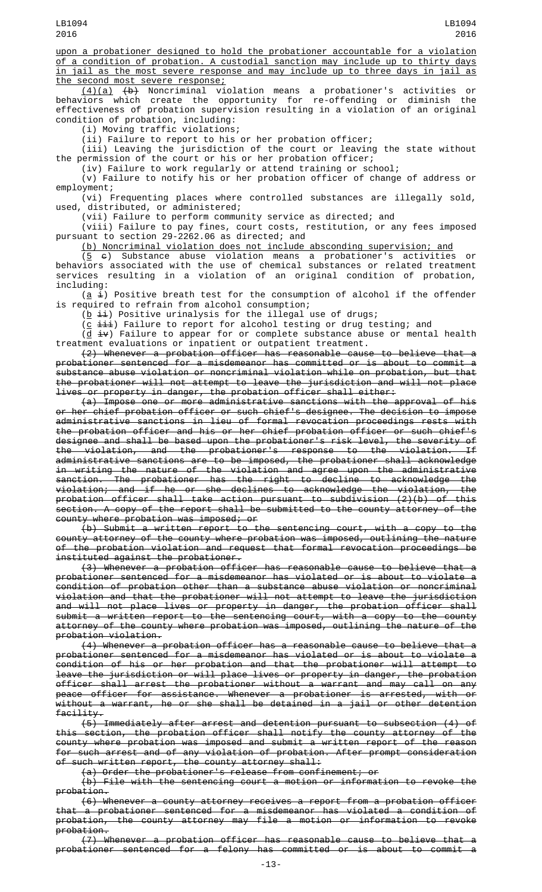upon a probationer designed to hold the probationer accountable for a violation of a condition of probation. A custodial sanction may include up to thirty days in jail as the most severe response and may include up to three days in jail as the second most severe response;

(4)(a) ~~(b)~~ Noncriminal violation means a probationer's activities or behaviors which create the opportunity for re-offending or diminish the effectiveness of probation supervision resulting in a violation of an original condition of probation, including:

(i) Moving traffic violations;

(ii) Failure to report to his or her probation officer;

(iii) Leaving the jurisdiction of the court or leaving the state without the permission of the court or his or her probation officer;

(iv) Failure to work regularly or attend training or school;

(v) Failure to notify his or her probation officer of change of address or employment;

(vi) Frequenting places where controlled substances are illegally sold, used, distributed, or administered;

(vii) Failure to perform community service as directed; and

(viii) Failure to pay fines, court costs, restitution, or any fees imposed pursuant to section 29-2262.06 as directed; and

(b) Noncriminal violation does not include absconding supervision; and

(5 ~~c~~) Substance abuse violation means a probationer's activities or behaviors associated with the use of chemical substances or related treatment services resulting in a violation of an original condition of probation, including:

(a ~~i~~) Positive breath test for the consumption of alcohol if the offender is required to refrain from alcohol consumption;

(b ~~ii~~) Positive urinalysis for the illegal use of drugs;

(c ~~iii~~) Failure to report for alcohol testing or drug testing; and

(d ~~iv~~) Failure to appear for or complete substance abuse or mental health treatment evaluations or inpatient or outpatient treatment.

~~(2) Whenever a probation officer has reasonable cause to believe that a probationer sentenced for a misdemeanor has committed or is about to commit a substance abuse violation or noncriminal violation while on probation, but that the probationer will not attempt to leave the jurisdiction and will not place lives or property in danger, the probation officer shall either:~~

~~(a) Impose one or more administrative sanctions with the approval of his or her chief probation officer or such chief's designee. The decision to impose administrative sanctions in lieu of formal revocation proceedings rests with the probation officer and his or her chief probation officer or such chief's designee and shall be based upon the probationer's risk level, the severity of the violation, and the probationer's response to the violation. If administrative sanctions are to be imposed, the probationer shall acknowledge in writing the nature of the violation and agree upon the administrative sanction. The probationer has the right to decline to acknowledge the violation; and if he or she declines to acknowledge the violation, the probation officer shall take action pursuant to subdivision (2)(b) of this section. A copy of the report shall be submitted to the county attorney of the county where probation was imposed; or~~

~~(b) Submit a written report to the sentencing court, with a copy to the county attorney of the county where probation was imposed, outlining the nature of the probation violation and request that formal revocation proceedings be instituted against the probationer.~~

~~(3) Whenever a probation officer has reasonable cause to believe that a probationer sentenced for a misdemeanor has violated or is about to violate a condition of probation other than a substance abuse violation or noncriminal violation and that the probationer will not attempt to leave the jurisdiction and will not place lives or property in danger, the probation officer shall submit a written report to the sentencing court, with a copy to the county attorney of the county where probation was imposed, outlining the nature of the probation violation.~~

~~(4) Whenever a probation officer has a reasonable cause to believe that a probationer sentenced for a misdemeanor has violated or is about to violate a condition of his or her probation and that the probationer will attempt to leave the jurisdiction or will place lives or property in danger, the probation officer shall arrest the probationer without a warrant and may call on any peace officer for assistance. Whenever a probationer is arrested, with or without a warrant, he or she shall be detained in a jail or other detention facility.~~

~~(5) Immediately after arrest and detention pursuant to subsection (4) of this section, the probation officer shall notify the county attorney of the county where probation was imposed and submit a written report of the reason for such arrest and of any violation of probation. After prompt consideration of such written report, the county attorney shall:~~

~~(a) Order the probationer's release from confinement; or~~

~~(b) File with the sentencing court a motion or information to revoke the probation.~~

~~(6) Whenever a county attorney receives a report from a probation officer that a probationer sentenced for a misdemeanor has violated a condition of probation, the county attorney may file a motion or information to revoke probation.~~

~~(7) Whenever a probation officer has reasonable cause to believe that a probationer sentenced for a felony has committed or is about to commit a~~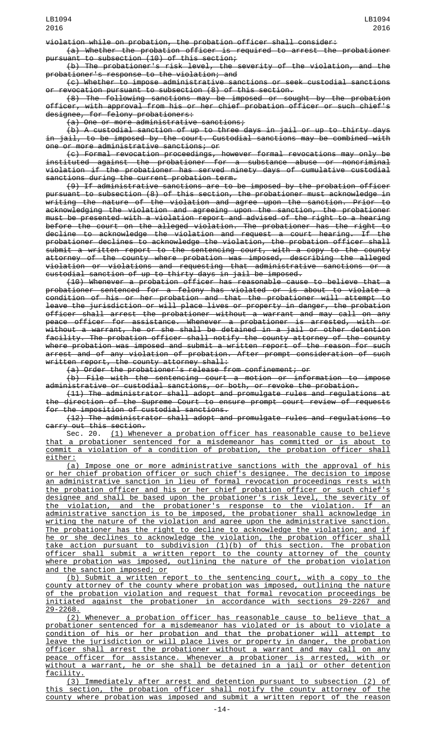violation while on probation, the probation officer shall consider:

(a) Whether the probation officer is required to arrest the probationer pursuant to subsection (10) of this section;

(b) The probationer's risk level, the severity of the violation, and the probationer's response to the violation; and

(c) Whether to impose administrative sanctions or seek custodial sanctions or revocation pursuant to subsection (8) of this section.

(8) The following sanctions may be imposed or sought by the probation officer, with approval from his or her chief probation officer or such chief's designee, for felony probationers:

(a) One or more administrative sanctions;

(b) A custodial sanction of up to three days in jail or up to thirty days in jail, to be imposed by the court. Custodial sanctions may be combined with one or more administrative sanctions; or

(c) Formal revocation proceedings, however formal revocations may only be instituted against the probationer for a substance abuse or noncriminal violation if the probationer has served ninety days of cumulative custodial sanctions during the current probation term.

(9) If administrative sanctions are to be imposed by the probation officer pursuant to subsection (8) of this section, the probationer must acknowledge in writing the nature of the violation and agree upon the sanction. Prior to acknowledging the violation and agreeing upon the sanction, the probationer must be presented with a violation report and advised of the right to a hearing before the court on the alleged violation. The probationer has the right to decline to acknowledge the violation and request a court hearing. If the probationer declines to acknowledge the violation, the probation officer shall submit a written report to the sentencing court, with a copy to the county attorney of the county where probation was imposed, describing the alleged violation or violations and requesting that administrative sanctions or a custodial sanction of up to thirty days in jail be imposed.

(10) Whenever a probation officer has reasonable cause to believe that a probationer sentenced for a felony has violated or is about to violate a condition of his or her probation and that the probationer will attempt to leave the jurisdiction or will place lives or property in danger, the probation officer shall arrest the probationer without a warrant and may call on any peace officer for assistance. Whenever a probationer is arrested, with or without a warrant, he or she shall be detained in a jail or other detention facility. The probation officer shall notify the county attorney of the county where probation was imposed and submit a written report of the reason for such arrest and of any violation of probation. After prompt consideration of such written report, the county attorney shall:

(a) Order the probationer's release from confinement; or

(b) File with the sentencing court a motion or information to impose administrative or custodial sanctions, or both, or revoke the probation.

(11) The administrator shall adopt and promulgate rules and regulations at the direction of the Supreme Court to ensure prompt court review of requests for the imposition of custodial sanctions.

(12) The administrator shall adopt and promulgate rules and regulations to carry out this section.

Sec. 20. (1) Whenever a probation officer has reasonable cause to believe that a probationer sentenced for a misdemeanor has committed or is about to commit a violation of a condition of probation, the probation officer shall either:

(a) Impose one or more administrative sanctions with the approval of his or her chief probation officer or such chief's designee. The decision to impose an administrative sanction in lieu of formal revocation proceedings rests with the probation officer and his or her chief probation officer or such chief's designee and shall be based upon the probationer's risk level, the severity of the violation, and the probationer's response to the violation. If an administrative sanction is to be imposed, the probationer shall acknowledge in writing the nature of the violation and agree upon the administrative sanction. The probationer has the right to decline to acknowledge the violation; and if he or she declines to acknowledge the violation, the probation officer shall take action pursuant to subdivision (1)(b) of this section. The probation officer shall submit a written report to the county attorney of the county where probation was imposed, outlining the nature of the probation violation and the sanction imposed; or

(b) Submit a written report to the sentencing court, with a copy to the county attorney of the county where probation was imposed, outlining the nature of the probation violation and request that formal revocation proceedings be initiated against the probationer in accordance with sections 29-2267 and 29-2268.

(2) Whenever a probation officer has reasonable cause to believe that a probationer sentenced for a misdemeanor has violated or is about to violate a condition of his or her probation and that the probationer will attempt to leave the jurisdiction or will place lives or property in danger, the probation officer shall arrest the probationer without a warrant and may call on any peace officer for assistance. Whenever a probationer is arrested, with or without a warrant, he or she shall be detained in a jail or other detention facility.

(3) Immediately after arrest and detention pursuant to subsection (2) of this section, the probation officer shall notify the county attorney of the county where probation was imposed and submit a written report of the reason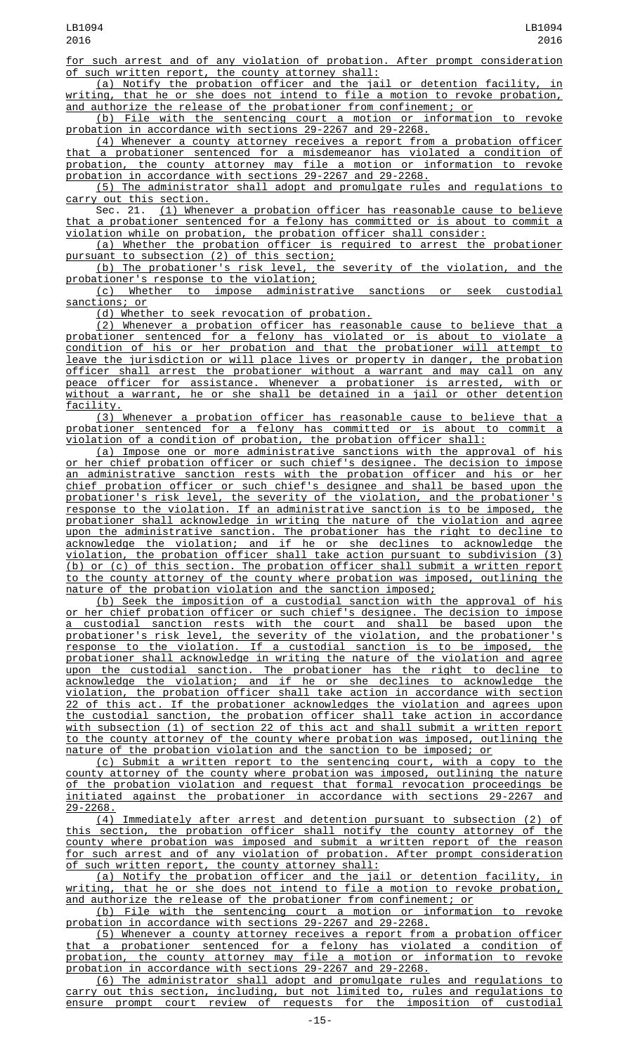for such arrest and of any violation of probation. After prompt consideration of such written report, the county attorney shall:

(a) Notify the probation officer and the jail or detention facility, in writing, that he or she does not intend to file a motion to revoke probation, and authorize the release of the probationer from confinement; or

(b) File with the sentencing court a motion or information to revoke probation in accordance with sections 29-2267 and 29-2268.

(4) Whenever a county attorney receives a report from a probation officer that a probationer sentenced for a misdemeanor has violated a condition of probation, the county attorney may file a motion or information to revoke probation in accordance with sections 29-2267 and 29-2268.

(5) The administrator shall adopt and promulgate rules and regulations to carry out this section.

Sec. 21. (1) Whenever a probation officer has reasonable cause to believe that a probationer sentenced for a felony has committed or is about to commit a violation while on probation, the probation officer shall consider:

(a) Whether the probation officer is required to arrest the probationer pursuant to subsection (2) of this section;

(b) The probationer's risk level, the severity of the violation, and the probationer's response to the violation;

(c) Whether to impose administrative sanctions or seek custodial sanctions; or

(d) Whether to seek revocation of probation.

(2) Whenever a probation officer has reasonable cause to believe that a probationer sentenced for a felony has violated or is about to violate a condition of his or her probation and that the probationer will attempt to leave the jurisdiction or will place lives or property in danger, the probation officer shall arrest the probationer without a warrant and may call on any peace officer for assistance. Whenever a probationer is arrested, with or without a warrant, he or she shall be detained in a jail or other detention facility.

(3) Whenever a probation officer has reasonable cause to believe that a probationer sentenced for a felony has committed or is about to commit a violation of a condition of probation, the probation officer shall:

(a) Impose one or more administrative sanctions with the approval of his or her chief probation officer or such chief's designee. The decision to impose an administrative sanction rests with the probation officer and his or her chief probation officer or such chief's designee and shall be based upon the probationer's risk level, the severity of the violation, and the probationer's response to the violation. If an administrative sanction is to be imposed, the probationer shall acknowledge in writing the nature of the violation and agree upon the administrative sanction. The probationer has the right to decline to acknowledge the violation; and if he or she declines to acknowledge the violation, the probation officer shall take action pursuant to subdivision (3)(b) or (c) of this section. The probation officer shall submit a written report to the county attorney of the county where probation was imposed, outlining the nature of the probation violation and the sanction imposed;

(b) Seek the imposition of a custodial sanction with the approval of his or her chief probation officer or such chief's designee. The decision to impose a custodial sanction rests with the court and shall be based upon the probationer's risk level, the severity of the violation, and the probationer's response to the violation. If a custodial sanction is to be imposed, the probationer shall acknowledge in writing the nature of the violation and agree upon the custodial sanction. The probationer has the right to decline to acknowledge the violation; and if he or she declines to acknowledge the violation, the probation officer shall take action in accordance with section 22 of this act. If the probationer acknowledges the violation and agrees upon the custodial sanction, the probation officer shall take action in accordance with subsection (1) of section 22 of this act and shall submit a written report to the county attorney of the county where probation was imposed, outlining the nature of the probation violation and the sanction to be imposed; or

(c) Submit a written report to the sentencing court, with a copy to the county attorney of the county where probation was imposed, outlining the nature of the probation violation and request that formal revocation proceedings be initiated against the probationer in accordance with sections 29-2267 and 29-2268.

(4) Immediately after arrest and detention pursuant to subsection (2) of this section, the probation officer shall notify the county attorney of the county where probation was imposed and submit a written report of the reason for such arrest and of any violation of probation. After prompt consideration of such written report, the county attorney shall:

(a) Notify the probation officer and the jail or detention facility, in writing, that he or she does not intend to file a motion to revoke probation, and authorize the release of the probationer from confinement; or

(b) File with the sentencing court a motion or information to revoke probation in accordance with sections 29-2267 and 29-2268.

(5) Whenever a county attorney receives a report from a probation officer that a probationer sentenced for a felony has violated a condition of probation, the county attorney may file a motion or information to revoke probation in accordance with sections 29-2267 and 29-2268.

(6) The administrator shall adopt and promulgate rules and regulations to carry out this section, including, but not limited to, rules and regulations to ensure prompt court review of requests for the imposition of custodial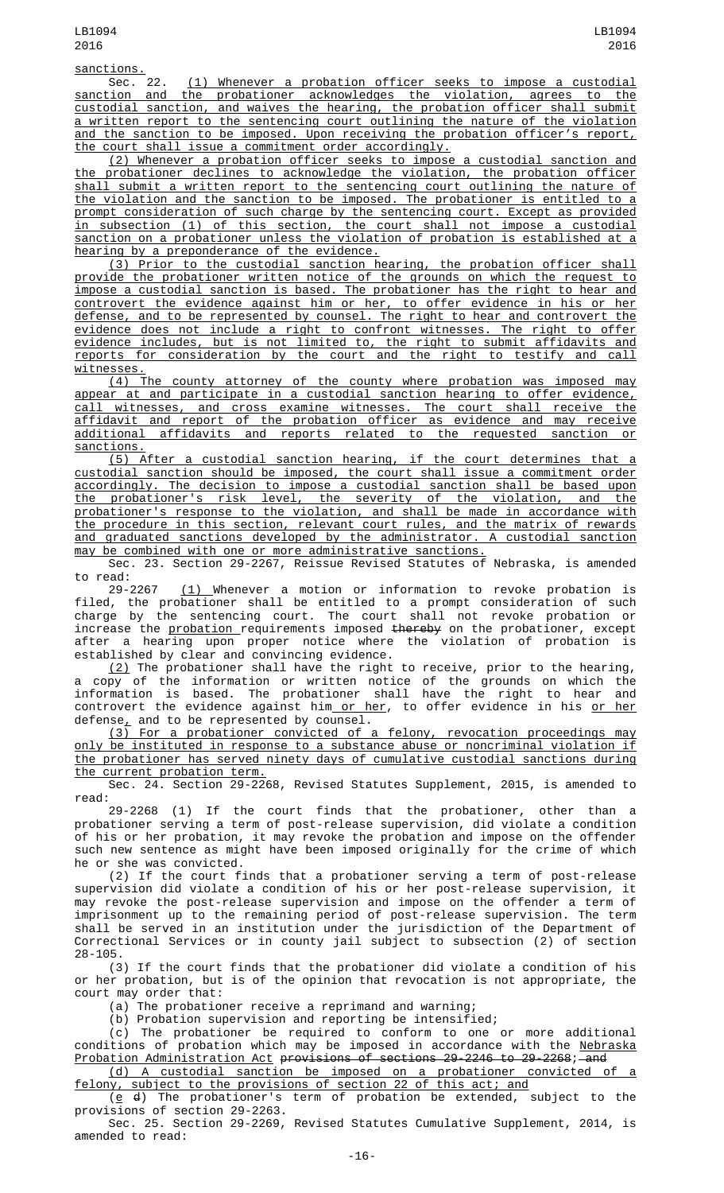sanctions.

Sec. 22. (1) Whenever a probation officer seeks to impose a custodial sanction and the probationer acknowledges the violation, agrees to the custodial sanction, and waives the hearing, the probation officer shall submit a written report to the sentencing court outlining the nature of the violation and the sanction to be imposed. Upon receiving the probation officer's report, the court shall issue a commitment order accordingly.

(2) Whenever a probation officer seeks to impose a custodial sanction and the probationer declines to acknowledge the violation, the probation officer shall submit a written report to the sentencing court outlining the nature of the violation and the sanction to be imposed. The probationer is entitled to a prompt consideration of such charge by the sentencing court. Except as provided in subsection (1) of this section, the court shall not impose a custodial sanction on a probationer unless the violation of probation is established at a hearing by a preponderance of the evidence.

(3) Prior to the custodial sanction hearing, the probation officer shall provide the probationer written notice of the grounds on which the request to impose a custodial sanction is based. The probationer has the right to hear and controvert the evidence against him or her, to offer evidence in his or her defense, and to be represented by counsel. The right to hear and controvert the evidence does not include a right to confront witnesses. The right to offer evidence includes, but is not limited to, the right to submit affidavits and reports for consideration by the court and the right to testify and call witnesses.

(4) The county attorney of the county where probation was imposed may appear at and participate in a custodial sanction hearing to offer evidence, call witnesses, and cross examine witnesses. The court shall receive the affidavit and report of the probation officer as evidence and may receive additional affidavits and reports related to the requested sanction or sanctions.

(5) After a custodial sanction hearing, if the court determines that a custodial sanction should be imposed, the court shall issue a commitment order accordingly. The decision to impose a custodial sanction shall be based upon the probationer's risk level, the severity of the violation, and the probationer's response to the violation, and shall be made in accordance with the procedure in this section, relevant court rules, and the matrix of rewards and graduated sanctions developed by the administrator. A custodial sanction may be combined with one or more administrative sanctions.

Sec. 23. Section 29-2267, Reissue Revised Statutes of Nebraska, is amended to read:

29-2267 (1) Whenever a motion or information to revoke probation is filed, the probationer shall be entitled to a prompt consideration of such charge by the sentencing court. The court shall not revoke probation or increase the probation requirements imposed ~~thereby~~ on the probationer, except after a hearing upon proper notice where the violation of probation is established by clear and convincing evidence.

(2) The probationer shall have the right to receive, prior to the hearing, a copy of the information or written notice of the grounds on which the information is based. The probationer shall have the right to hear and controvert the evidence against him or her, to offer evidence in his or her defense, and to be represented by counsel.

(3) For a probationer convicted of a felony, revocation proceedings may only be instituted in response to a substance abuse or noncriminal violation if the probationer has served ninety days of cumulative custodial sanctions during the current probation term.

Sec. 24. Section 29-2268, Revised Statutes Supplement, 2015, is amended to read:

29-2268 (1) If the court finds that the probationer, other than a probationer serving a term of post-release supervision, did violate a condition of his or her probation, it may revoke the probation and impose on the offender such new sentence as might have been imposed originally for the crime of which he or she was convicted.

(2) If the court finds that a probationer serving a term of post-release supervision did violate a condition of his or her post-release supervision, it may revoke the post-release supervision and impose on the offender a term of imprisonment up to the remaining period of post-release supervision. The term shall be served in an institution under the jurisdiction of the Department of Correctional Services or in county jail subject to subsection (2) of section 28-105.

(3) If the court finds that the probationer did violate a condition of his or her probation, but is of the opinion that revocation is not appropriate, the court may order that:

(a) The probationer receive a reprimand and warning;

(b) Probation supervision and reporting be intensified;

(c) The probationer be required to conform to one or more additional conditions of probation which may be imposed in accordance with the Nebraska Probation Administration Act ~~provisions of sections 29-2246 to 29-2268~~; ~~and~~

(d) A custodial sanction be imposed on a probationer convicted of a felony, subject to the provisions of section 22 of this act; and

(e ~~d~~) The probationer's term of probation be extended, subject to the provisions of section 29-2263.

Sec. 25. Section 29-2269, Revised Statutes Cumulative Supplement, 2014, is amended to read: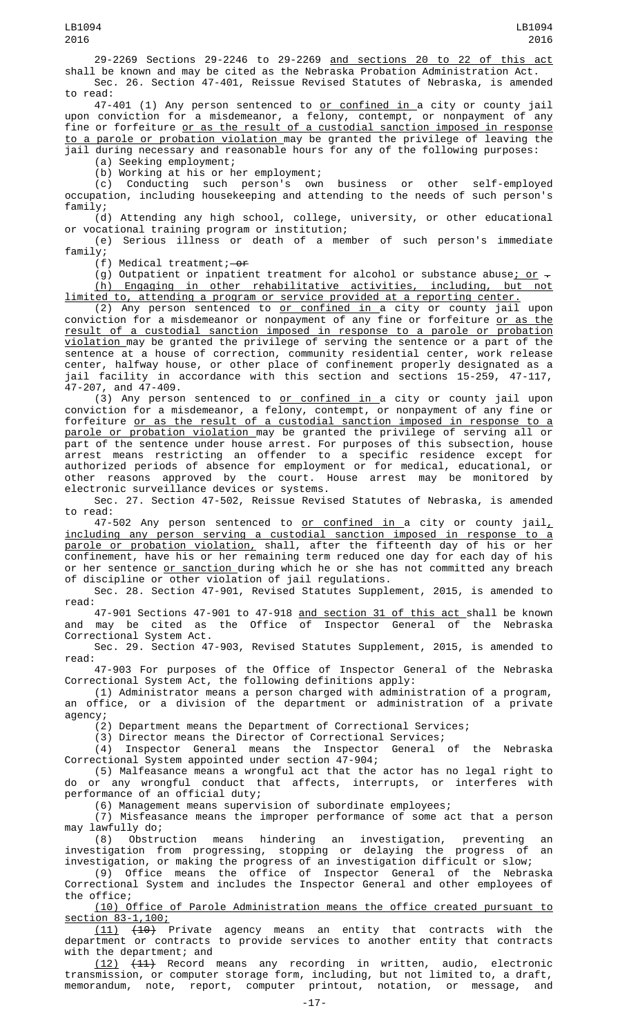29-2269 Sections 29-2246 to 29-2269 and sections 20 to 22 of this act shall be known and may be cited as the Nebraska Probation Administration Act.

Sec. 26. Section 47-401, Reissue Revised Statutes of Nebraska, is amended to read:

47-401 (1) Any person sentenced to or confined in a city or county jail upon conviction for a misdemeanor, a felony, contempt, or nonpayment of any fine or forfeiture or as the result of a custodial sanction imposed in response to a parole or probation violation may be granted the privilege of leaving the jail during necessary and reasonable hours for any of the following purposes:

(a) Seeking employment;

(b) Working at his or her employment;

(c) Conducting such person's own business or other self-employed occupation, including housekeeping and attending to the needs of such person's family;

(d) Attending any high school, college, university, or other educational or vocational training program or institution;

(e) Serious illness or death of a member of such person's immediate family;

(f) Medical treatment; ~~or~~

(g) Outpatient or inpatient treatment for alcohol or substance abuse; or ~~.~~

(h) Engaging in other rehabilitative activities, including, but not limited to, attending a program or service provided at a reporting center.

(2) Any person sentenced to or confined in a city or county jail upon conviction for a misdemeanor or nonpayment of any fine or forfeiture or as the result of a custodial sanction imposed in response to a parole or probation violation may be granted the privilege of serving the sentence or a part of the sentence at a house of correction, community residential center, work release center, halfway house, or other place of confinement properly designated as a jail facility in accordance with this section and sections 15-259, 47-117, 47-207, and 47-409.

(3) Any person sentenced to or confined in a city or county jail upon conviction for a misdemeanor, a felony, contempt, or nonpayment of any fine or forfeiture or as the result of a custodial sanction imposed in response to a parole or probation violation may be granted the privilege of serving all or part of the sentence under house arrest. For purposes of this subsection, house arrest means restricting an offender to a specific residence except for authorized periods of absence for employment or for medical, educational, or other reasons approved by the court. House arrest may be monitored by electronic surveillance devices or systems.

Sec. 27. Section 47-502, Reissue Revised Statutes of Nebraska, is amended to read:

47-502 Any person sentenced to or confined in a city or county jail, including any person serving a custodial sanction imposed in response to a parole or probation violation, shall, after the fifteenth day of his or her confinement, have his or her remaining term reduced one day for each day of his or her sentence or sanction during which he or she has not committed any breach of discipline or other violation of jail regulations.

Sec. 28. Section 47-901, Revised Statutes Supplement, 2015, is amended to read:

47-901 Sections 47-901 to 47-918 and section 31 of this act shall be known and may be cited as the Office of Inspector General of the Nebraska Correctional System Act.

Sec. 29. Section 47-903, Revised Statutes Supplement, 2015, is amended to read:

47-903 For purposes of the Office of Inspector General of the Nebraska Correctional System Act, the following definitions apply:

(1) Administrator means a person charged with administration of a program, an office, or a division of the department or administration of a private agency;

(2) Department means the Department of Correctional Services;

(3) Director means the Director of Correctional Services;

(4) Inspector General means the Inspector General of the Nebraska Correctional System appointed under section 47-904;

(5) Malfeasance means a wrongful act that the actor has no legal right to do or any wrongful conduct that affects, interrupts, or interferes with performance of an official duty;

(6) Management means supervision of subordinate employees;

(7) Misfeasance means the improper performance of some act that a person may lawfully do;

(8) Obstruction means hindering an investigation, preventing an investigation from progressing, stopping or delaying the progress of an investigation, or making the progress of an investigation difficult or slow;

(9) Office means the office of Inspector General of the Nebraska Correctional System and includes the Inspector General and other employees of the office;

(10) Office of Parole Administration means the office created pursuant to section 83-1,100;

(11) ~~(10)~~ Private agency means an entity that contracts with the department or contracts to provide services to another entity that contracts with the department; and

(12) ~~(11)~~ Record means any recording in written, audio, electronic transmission, or computer storage form, including, but not limited to, a draft, memorandum, note, report, computer printout, notation, or message, and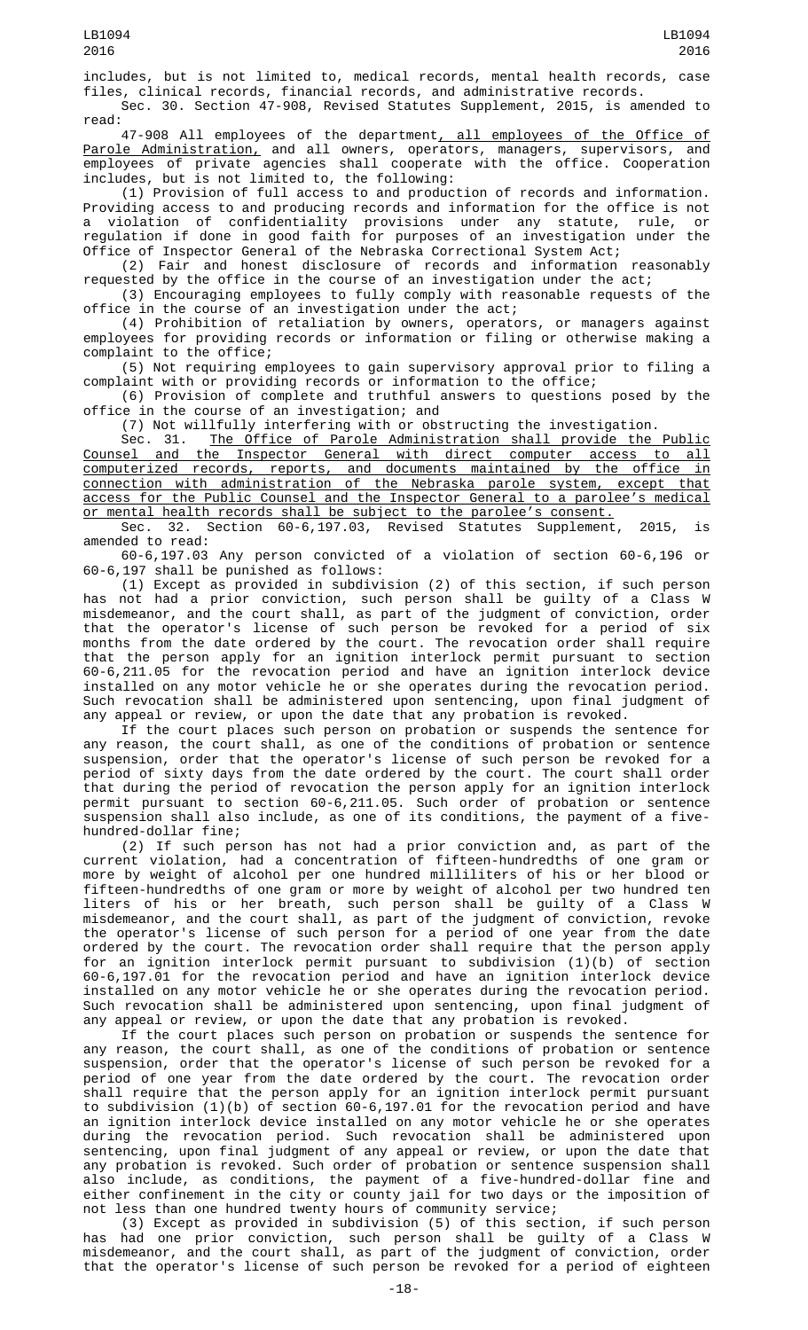includes, but is not limited to, medical records, mental health records, case files, clinical records, financial records, and administrative records.

Sec. 30. Section 47-908, Revised Statutes Supplement, 2015, is amended to read:

47-908 All employees of the department, all employees of the Office of Parole Administration, and all owners, operators, managers, supervisors, and employees of private agencies shall cooperate with the office. Cooperation includes, but is not limited to, the following:

(1) Provision of full access to and production of records and information. Providing access to and producing records and information for the office is not a violation of confidentiality provisions under any statute, rule, or regulation if done in good faith for purposes of an investigation under the Office of Inspector General of the Nebraska Correctional System Act;

(2) Fair and honest disclosure of records and information reasonably requested by the office in the course of an investigation under the act;

(3) Encouraging employees to fully comply with reasonable requests of the office in the course of an investigation under the act;

(4) Prohibition of retaliation by owners, operators, or managers against employees for providing records or information or filing or otherwise making a complaint to the office;

(5) Not requiring employees to gain supervisory approval prior to filing a complaint with or providing records or information to the office;

(6) Provision of complete and truthful answers to questions posed by the office in the course of an investigation; and

(7) Not willfully interfering with or obstructing the investigation.

Sec. 31. The Office of Parole Administration shall provide the Public Counsel and the Inspector General with direct computer access to all computerized records, reports, and documents maintained by the office in connection with administration of the Nebraska parole system, except that access for the Public Counsel and the Inspector General to a parolee's medical or mental health records shall be subject to the parolee's consent.

Sec. 32. Section 60-6,197.03, Revised Statutes Supplement, 2015, is amended to read:

60-6,197.03 Any person convicted of a violation of section 60-6,196 or 60-6,197 shall be punished as follows:

(1) Except as provided in subdivision (2) of this section, if such person has not had a prior conviction, such person shall be guilty of a Class W misdemeanor, and the court shall, as part of the judgment of conviction, order that the operator's license of such person be revoked for a period of six months from the date ordered by the court. The revocation order shall require that the person apply for an ignition interlock permit pursuant to section 60-6,211.05 for the revocation period and have an ignition interlock device installed on any motor vehicle he or she operates during the revocation period. Such revocation shall be administered upon sentencing, upon final judgment of any appeal or review, or upon the date that any probation is revoked.

If the court places such person on probation or suspends the sentence for any reason, the court shall, as one of the conditions of probation or sentence suspension, order that the operator's license of such person be revoked for a period of sixty days from the date ordered by the court. The court shall order that during the period of revocation the person apply for an ignition interlock permit pursuant to section 60-6,211.05. Such order of probation or sentence suspension shall also include, as one of its conditions, the payment of a five-hundred-dollar fine;

(2) If such person has not had a prior conviction and, as part of the current violation, had a concentration of fifteen-hundredths of one gram or more by weight of alcohol per one hundred milliliters of his or her blood or fifteen-hundredths of one gram or more by weight of alcohol per two hundred ten liters of his or her breath, such person shall be guilty of a Class W misdemeanor, and the court shall, as part of the judgment of conviction, revoke the operator's license of such person for a period of one year from the date ordered by the court. The revocation order shall require that the person apply for an ignition interlock permit pursuant to subdivision (1)(b) of section 60-6,197.01 for the revocation period and have an ignition interlock device installed on any motor vehicle he or she operates during the revocation period. Such revocation shall be administered upon sentencing, upon final judgment of any appeal or review, or upon the date that any probation is revoked.

If the court places such person on probation or suspends the sentence for any reason, the court shall, as one of the conditions of probation or sentence suspension, order that the operator's license of such person be revoked for a period of one year from the date ordered by the court. The revocation order shall require that the person apply for an ignition interlock permit pursuant to subdivision (1)(b) of section 60-6,197.01 for the revocation period and have an ignition interlock device installed on any motor vehicle he or she operates during the revocation period. Such revocation shall be administered upon sentencing, upon final judgment of any appeal or review, or upon the date that any probation is revoked. Such order of probation or sentence suspension shall also include, as conditions, the payment of a five-hundred-dollar fine and either confinement in the city or county jail for two days or the imposition of not less than one hundred twenty hours of community service;

(3) Except as provided in subdivision (5) of this section, if such person has had one prior conviction, such person shall be guilty of a Class W misdemeanor, and the court shall, as part of the judgment of conviction, order that the operator's license of such person be revoked for a period of eighteen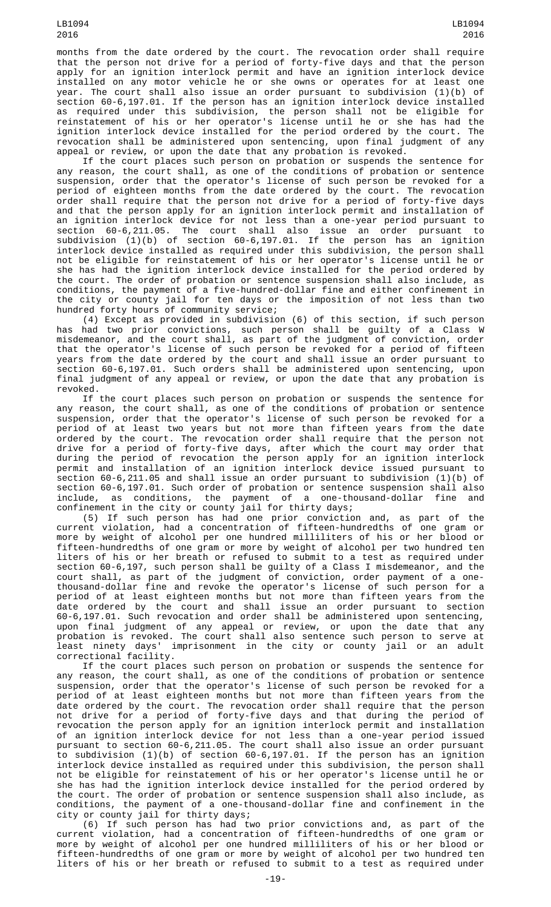months from the date ordered by the court. The revocation order shall require that the person not drive for a period of forty-five days and that the person apply for an ignition interlock permit and have an ignition interlock device installed on any motor vehicle he or she owns or operates for at least one year. The court shall also issue an order pursuant to subdivision (1)(b) of section 60-6,197.01. If the person has an ignition interlock device installed as required under this subdivision, the person shall not be eligible for reinstatement of his or her operator's license until he or she has had the ignition interlock device installed for the period ordered by the court. The revocation shall be administered upon sentencing, upon final judgment of any appeal or review, or upon the date that any probation is revoked.

If the court places such person on probation or suspends the sentence for any reason, the court shall, as one of the conditions of probation or sentence suspension, order that the operator's license of such person be revoked for a period of eighteen months from the date ordered by the court. The revocation order shall require that the person not drive for a period of forty-five days and that the person apply for an ignition interlock permit and installation of an ignition interlock device for not less than a one-year period pursuant to section 60-6,211.05. The court shall also issue an order pursuant to subdivision (1)(b) of section 60-6,197.01. If the person has an ignition interlock device installed as required under this subdivision, the person shall not be eligible for reinstatement of his or her operator's license until he or she has had the ignition interlock device installed for the period ordered by the court. The order of probation or sentence suspension shall also include, as conditions, the payment of a five-hundred-dollar fine and either confinement in the city or county jail for ten days or the imposition of not less than two hundred forty hours of community service;

(4) Except as provided in subdivision (6) of this section, if such person has had two prior convictions, such person shall be guilty of a Class W misdemeanor, and the court shall, as part of the judgment of conviction, order that the operator's license of such person be revoked for a period of fifteen years from the date ordered by the court and shall issue an order pursuant to section 60-6,197.01. Such orders shall be administered upon sentencing, upon final judgment of any appeal or review, or upon the date that any probation is revoked.

If the court places such person on probation or suspends the sentence for any reason, the court shall, as one of the conditions of probation or sentence suspension, order that the operator's license of such person be revoked for a period of at least two years but not more than fifteen years from the date ordered by the court. The revocation order shall require that the person not drive for a period of forty-five days, after which the court may order that during the period of revocation the person apply for an ignition interlock permit and installation of an ignition interlock device issued pursuant to section 60-6,211.05 and shall issue an order pursuant to subdivision (1)(b) of section 60-6,197.01. Such order of probation or sentence suspension shall also include, as conditions, the payment of a one-thousand-dollar fine and confinement in the city or county jail for thirty days;

(5) If such person has had one prior conviction and, as part of the current violation, had a concentration of fifteen-hundredths of one gram or more by weight of alcohol per one hundred milliliters of his or her blood or fifteen-hundredths of one gram or more by weight of alcohol per two hundred ten liters of his or her breath or refused to submit to a test as required under section 60-6,197, such person shall be guilty of a Class I misdemeanor, and the court shall, as part of the judgment of conviction, order payment of a one-thousand-dollar fine and revoke the operator's license of such person for a period of at least eighteen months but not more than fifteen years from the date ordered by the court and shall issue an order pursuant to section 60-6,197.01. Such revocation and order shall be administered upon sentencing, upon final judgment of any appeal or review, or upon the date that any probation is revoked. The court shall also sentence such person to serve at least ninety days' imprisonment in the city or county jail or an adult correctional facility.

If the court places such person on probation or suspends the sentence for any reason, the court shall, as one of the conditions of probation or sentence suspension, order that the operator's license of such person be revoked for a period of at least eighteen months but not more than fifteen years from the date ordered by the court. The revocation order shall require that the person not drive for a period of forty-five days and that during the period of revocation the person apply for an ignition interlock permit and installation of an ignition interlock device for not less than a one-year period issued pursuant to section 60-6,211.05. The court shall also issue an order pursuant to subdivision (1)(b) of section 60-6,197.01. If the person has an ignition interlock device installed as required under this subdivision, the person shall not be eligible for reinstatement of his or her operator's license until he or she has had the ignition interlock device installed for the period ordered by the court. The order of probation or sentence suspension shall also include, as conditions, the payment of a one-thousand-dollar fine and confinement in the city or county jail for thirty days;

(6) If such person has had two prior convictions and, as part of the current violation, had a concentration of fifteen-hundredths of one gram or more by weight of alcohol per one hundred milliliters of his or her blood or fifteen-hundredths of one gram or more by weight of alcohol per two hundred ten liters of his or her breath or refused to submit to a test as required under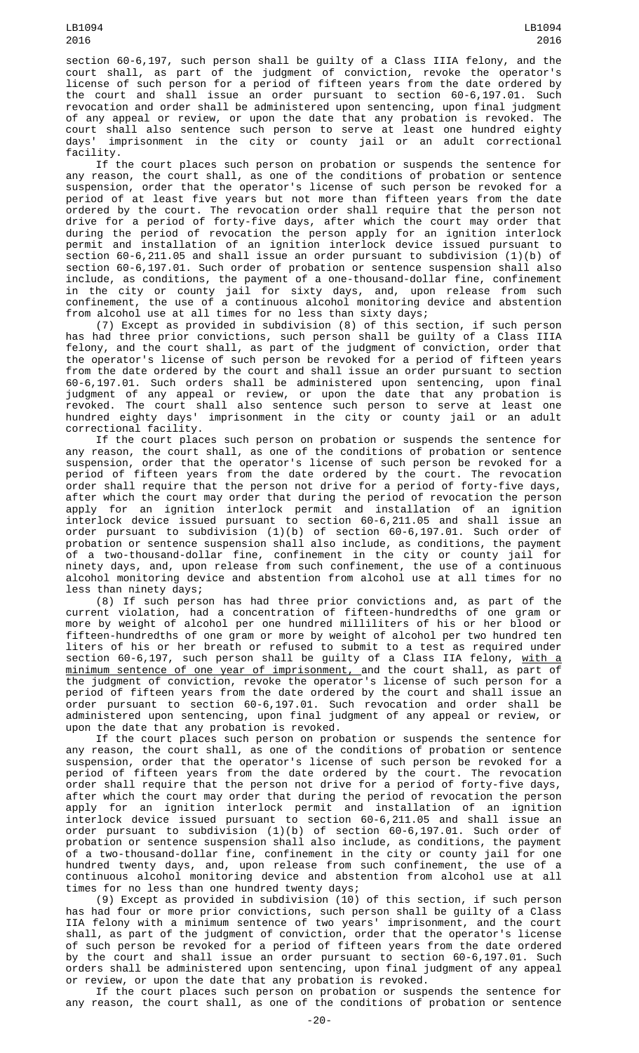section 60-6,197, such person shall be guilty of a Class IIIA felony, and the court shall, as part of the judgment of conviction, revoke the operator's license of such person for a period of fifteen years from the date ordered by the court and shall issue an order pursuant to section 60-6,197.01. Such revocation and order shall be administered upon sentencing, upon final judgment of any appeal or review, or upon the date that any probation is revoked. The court shall also sentence such person to serve at least one hundred eighty days' imprisonment in the city or county jail or an adult correctional facility.

If the court places such person on probation or suspends the sentence for any reason, the court shall, as one of the conditions of probation or sentence suspension, order that the operator's license of such person be revoked for a period of at least five years but not more than fifteen years from the date ordered by the court. The revocation order shall require that the person not drive for a period of forty-five days, after which the court may order that during the period of revocation the person apply for an ignition interlock permit and installation of an ignition interlock device issued pursuant to section 60-6,211.05 and shall issue an order pursuant to subdivision (1)(b) of section 60-6,197.01. Such order of probation or sentence suspension shall also include, as conditions, the payment of a one-thousand-dollar fine, confinement in the city or county jail for sixty days, and, upon release from such confinement, the use of a continuous alcohol monitoring device and abstention from alcohol use at all times for no less than sixty days;

(7) Except as provided in subdivision (8) of this section, if such person has had three prior convictions, such person shall be guilty of a Class IIIA felony, and the court shall, as part of the judgment of conviction, order that the operator's license of such person be revoked for a period of fifteen years from the date ordered by the court and shall issue an order pursuant to section 60-6,197.01. Such orders shall be administered upon sentencing, upon final judgment of any appeal or review, or upon the date that any probation is revoked. The court shall also sentence such person to serve at least one hundred eighty days' imprisonment in the city or county jail or an adult correctional facility.

If the court places such person on probation or suspends the sentence for any reason, the court shall, as one of the conditions of probation or sentence suspension, order that the operator's license of such person be revoked for a period of fifteen years from the date ordered by the court. The revocation order shall require that the person not drive for a period of forty-five days, after which the court may order that during the period of revocation the person apply for an ignition interlock permit and installation of an ignition interlock device issued pursuant to section 60-6,211.05 and shall issue an order pursuant to subdivision (1)(b) of section 60-6,197.01. Such order of probation or sentence suspension shall also include, as conditions, the payment of a two-thousand-dollar fine, confinement in the city or county jail for ninety days, and, upon release from such confinement, the use of a continuous alcohol monitoring device and abstention from alcohol use at all times for no less than ninety days;

(8) If such person has had three prior convictions and, as part of the current violation, had a concentration of fifteen-hundredths of one gram or more by weight of alcohol per one hundred milliliters of his or her blood or fifteen-hundredths of one gram or more by weight of alcohol per two hundred ten liters of his or her breath or refused to submit to a test as required under section 60-6,197, such person shall be guilty of a Class IIA felony, with a minimum sentence of one year of imprisonment, and the court shall, as part of the judgment of conviction, revoke the operator's license of such person for a period of fifteen years from the date ordered by the court and shall issue an order pursuant to section 60-6,197.01. Such revocation and order shall be administered upon sentencing, upon final judgment of any appeal or review, or upon the date that any probation is revoked.

If the court places such person on probation or suspends the sentence for any reason, the court shall, as one of the conditions of probation or sentence suspension, order that the operator's license of such person be revoked for a period of fifteen years from the date ordered by the court. The revocation order shall require that the person not drive for a period of forty-five days, after which the court may order that during the period of revocation the person apply for an ignition interlock permit and installation of an ignition interlock device issued pursuant to section 60-6,211.05 and shall issue an order pursuant to subdivision (1)(b) of section 60-6,197.01. Such order of probation or sentence suspension shall also include, as conditions, the payment of a two-thousand-dollar fine, confinement in the city or county jail for one hundred twenty days, and, upon release from such confinement, the use of a continuous alcohol monitoring device and abstention from alcohol use at all times for no less than one hundred twenty days;

(9) Except as provided in subdivision (10) of this section, if such person has had four or more prior convictions, such person shall be guilty of a Class IIA felony with a minimum sentence of two years' imprisonment, and the court shall, as part of the judgment of conviction, order that the operator's license of such person be revoked for a period of fifteen years from the date ordered by the court and shall issue an order pursuant to section 60-6,197.01. Such orders shall be administered upon sentencing, upon final judgment of any appeal or review, or upon the date that any probation is revoked.

If the court places such person on probation or suspends the sentence for any reason, the court shall, as one of the conditions of probation or sentence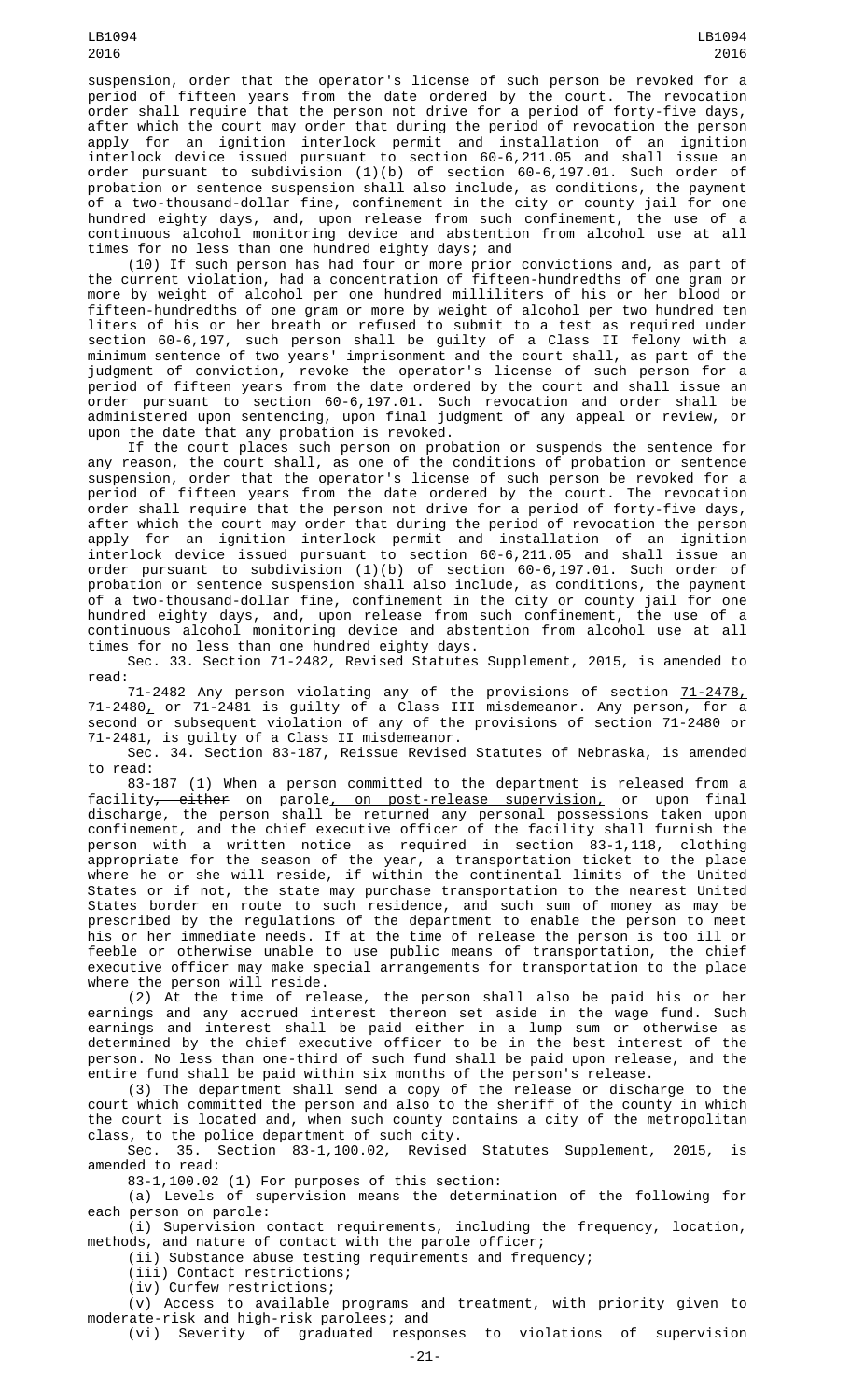suspension, order that the operator's license of such person be revoked for a period of fifteen years from the date ordered by the court. The revocation order shall require that the person not drive for a period of forty-five days, after which the court may order that during the period of revocation the person apply for an ignition interlock permit and installation of an ignition interlock device issued pursuant to section 60-6,211.05 and shall issue an order pursuant to subdivision (1)(b) of section 60-6,197.01. Such order of probation or sentence suspension shall also include, as conditions, the payment of a two-thousand-dollar fine, confinement in the city or county jail for one hundred eighty days, and, upon release from such confinement, the use of a continuous alcohol monitoring device and abstention from alcohol use at all times for no less than one hundred eighty days; and

(10) If such person has had four or more prior convictions and, as part of the current violation, had a concentration of fifteen-hundredths of one gram or more by weight of alcohol per one hundred milliliters of his or her blood or fifteen-hundredths of one gram or more by weight of alcohol per two hundred ten liters of his or her breath or refused to submit to a test as required under section 60-6,197, such person shall be guilty of a Class II felony with a minimum sentence of two years' imprisonment and the court shall, as part of the judgment of conviction, revoke the operator's license of such person for a period of fifteen years from the date ordered by the court and shall issue an order pursuant to section 60-6,197.01. Such revocation and order shall be administered upon sentencing, upon final judgment of any appeal or review, or upon the date that any probation is revoked.

If the court places such person on probation or suspends the sentence for any reason, the court shall, as one of the conditions of probation or sentence suspension, order that the operator's license of such person be revoked for a period of fifteen years from the date ordered by the court. The revocation order shall require that the person not drive for a period of forty-five days, after which the court may order that during the period of revocation the person apply for an ignition interlock permit and installation of an ignition interlock device issued pursuant to section 60-6,211.05 and shall issue an order pursuant to subdivision (1)(b) of section 60-6,197.01. Such order of probation or sentence suspension shall also include, as conditions, the payment of a two-thousand-dollar fine, confinement in the city or county jail for one hundred eighty days, and, upon release from such confinement, the use of a continuous alcohol monitoring device and abstention from alcohol use at all times for no less than one hundred eighty days.

Sec. 33. Section 71-2482, Revised Statutes Supplement, 2015, is amended to read:

71-2482 Any person violating any of the provisions of section 71-2478, 71-2480, or 71-2481 is guilty of a Class III misdemeanor. Any person, for a second or subsequent violation of any of the provisions of section 71-2480 or 71-2481, is guilty of a Class II misdemeanor.

Sec. 34. Section 83-187, Reissue Revised Statutes of Nebraska, is amended to read:

83-187 (1) When a person committed to the department is released from a facility, ~~either~~ on parole, on post-release supervision, or upon final discharge, the person shall be returned any personal possessions taken upon confinement, and the chief executive officer of the facility shall furnish the person with a written notice as required in section 83-1,118, clothing appropriate for the season of the year, a transportation ticket to the place where he or she will reside, if within the continental limits of the United States or if not, the state may purchase transportation to the nearest United States border en route to such residence, and such sum of money as may be prescribed by the regulations of the department to enable the person to meet his or her immediate needs. If at the time of release the person is too ill or feeble or otherwise unable to use public means of transportation, the chief executive officer may make special arrangements for transportation to the place where the person will reside.

(2) At the time of release, the person shall also be paid his or her earnings and any accrued interest thereon set aside in the wage fund. Such earnings and interest shall be paid either in a lump sum or otherwise as determined by the chief executive officer to be in the best interest of the person. No less than one-third of such fund shall be paid upon release, and the entire fund shall be paid within six months of the person's release.

(3) The department shall send a copy of the release or discharge to the court which committed the person and also to the sheriff of the county in which the court is located and, when such county contains a city of the metropolitan class, to the police department of such city.

Sec. 35. Section 83-1,100.02, Revised Statutes Supplement, 2015, is amended to read:

83-1,100.02 (1) For purposes of this section:

(a) Levels of supervision means the determination of the following for each person on parole:

(i) Supervision contact requirements, including the frequency, location, methods, and nature of contact with the parole officer;

(ii) Substance abuse testing requirements and frequency;

(iii) Contact restrictions;

(iv) Curfew restrictions;

(v) Access to available programs and treatment, with priority given to moderate-risk and high-risk parolees; and

(vi) Severity of graduated responses to violations of supervision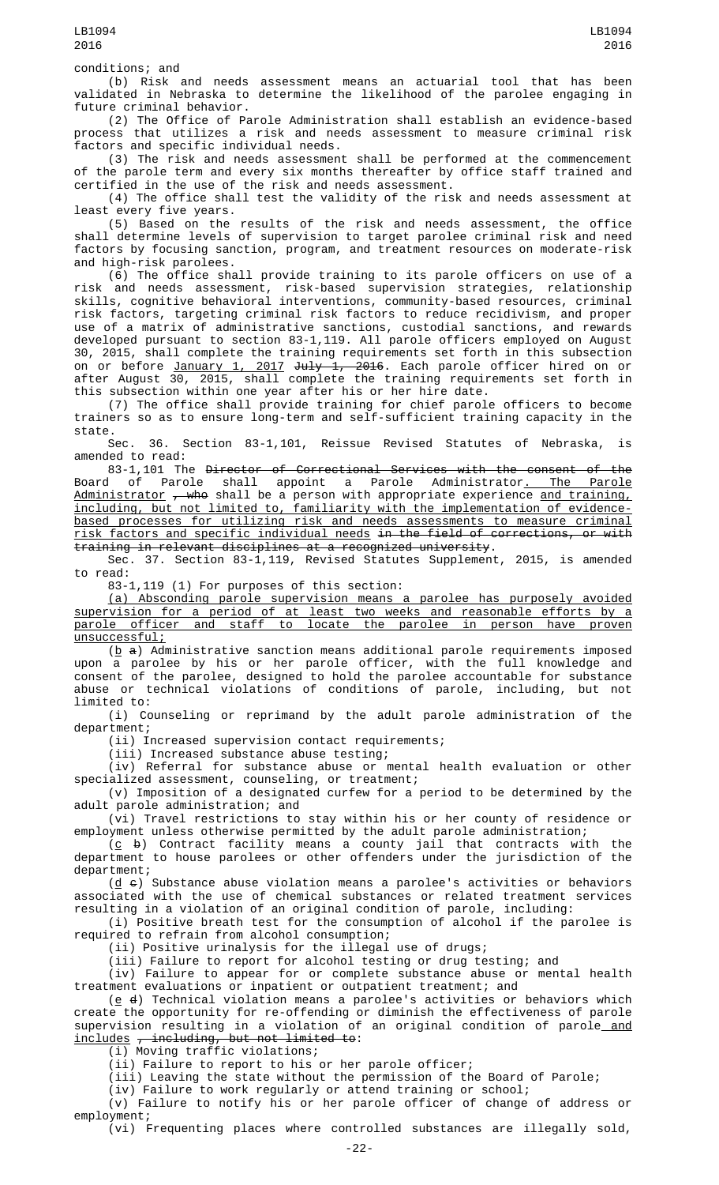conditions; and

(b) Risk and needs assessment means an actuarial tool that has been validated in Nebraska to determine the likelihood of the parolee engaging in future criminal behavior.

(2) The Office of Parole Administration shall establish an evidence-based process that utilizes a risk and needs assessment to measure criminal risk factors and specific individual needs.

(3) The risk and needs assessment shall be performed at the commencement of the parole term and every six months thereafter by office staff trained and certified in the use of the risk and needs assessment.

(4) The office shall test the validity of the risk and needs assessment at least every five years.

(5) Based on the results of the risk and needs assessment, the office shall determine levels of supervision to target parolee criminal risk and need factors by focusing sanction, program, and treatment resources on moderate-risk and high-risk parolees.

(6) The office shall provide training to its parole officers on use of a risk and needs assessment, risk-based supervision strategies, relationship skills, cognitive behavioral interventions, community-based resources, criminal risk factors, targeting criminal risk factors to reduce recidivism, and proper use of a matrix of administrative sanctions, custodial sanctions, and rewards developed pursuant to section 83-1,119. All parole officers employed on August 30, 2015, shall complete the training requirements set forth in this subsection on or before January 1, 2017 ~~July 1, 2016~~. Each parole officer hired on or after August 30, 2015, shall complete the training requirements set forth in this subsection within one year after his or her hire date.

(7) The office shall provide training for chief parole officers to become trainers so as to ensure long-term and self-sufficient training capacity in the state.

Sec. 36. Section 83-1,101, Reissue Revised Statutes of Nebraska, is amended to read:

83-1,101 The ~~Director of Correctional Services with the consent of the~~ Board of Parole shall appoint a Parole Administrator. The Parole Administrator ~~, who~~ shall be a person with appropriate experience and training, including, but not limited to, familiarity with the implementation of evidence-based processes for utilizing risk and needs assessments to measure criminal risk factors and specific individual needs ~~in the field of corrections, or with training in relevant disciplines at a recognized university~~.

Sec. 37. Section 83-1,119, Revised Statutes Supplement, 2015, is amended to read:

83-1,119 (1) For purposes of this section:

(a) Absconding parole supervision means a parolee has purposely avoided supervision for a period of at least two weeks and reasonable efforts by a parole officer and staff to locate the parolee in person have proven unsuccessful;

(b ~~a~~) Administrative sanction means additional parole requirements imposed upon a parolee by his or her parole officer, with the full knowledge and consent of the parolee, designed to hold the parolee accountable for substance abuse or technical violations of conditions of parole, including, but not limited to:

(i) Counseling or reprimand by the adult parole administration of the department;

(ii) Increased supervision contact requirements;

(iii) Increased substance abuse testing;

(iv) Referral for substance abuse or mental health evaluation or other specialized assessment, counseling, or treatment;

(v) Imposition of a designated curfew for a period to be determined by the adult parole administration; and

(vi) Travel restrictions to stay within his or her county of residence or employment unless otherwise permitted by the adult parole administration;

(c ~~b~~) Contract facility means a county jail that contracts with the department to house parolees or other offenders under the jurisdiction of the department;

(d ~~c~~) Substance abuse violation means a parolee's activities or behaviors associated with the use of chemical substances or related treatment services resulting in a violation of an original condition of parole, including:

(i) Positive breath test for the consumption of alcohol if the parolee is required to refrain from alcohol consumption;

(ii) Positive urinalysis for the illegal use of drugs;

(iii) Failure to report for alcohol testing or drug testing; and

(iv) Failure to appear for or complete substance abuse or mental health treatment evaluations or inpatient or outpatient treatment; and

(e ~~d~~) Technical violation means a parolee's activities or behaviors which create the opportunity for re-offending or diminish the effectiveness of parole supervision resulting in a violation of an original condition of parole and includes ~~, including, but not limited to~~:

(i) Moving traffic violations;

(ii) Failure to report to his or her parole officer;

(iii) Leaving the state without the permission of the Board of Parole;

(iv) Failure to work regularly or attend training or school;

(v) Failure to notify his or her parole officer of change of address or employment;

(vi) Frequenting places where controlled substances are illegally sold,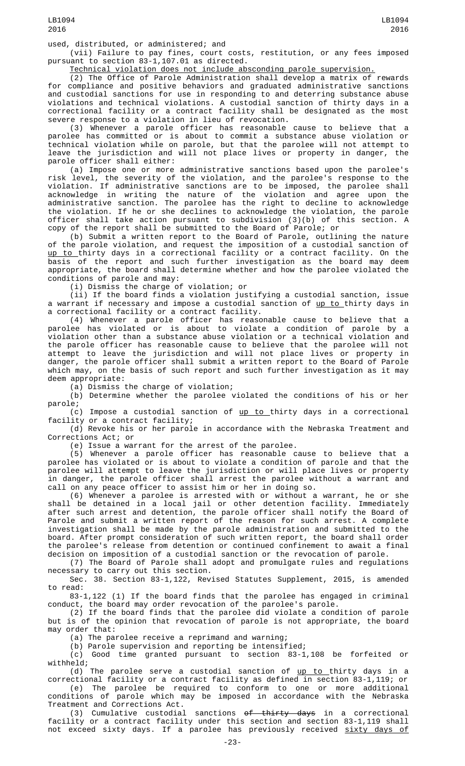used, distributed, or administered; and

(vii) Failure to pay fines, court costs, restitution, or any fees imposed pursuant to section 83-1,107.01 as directed.

Technical violation does not include absconding parole supervision.

(2) The Office of Parole Administration shall develop a matrix of rewards for compliance and positive behaviors and graduated administrative sanctions and custodial sanctions for use in responding to and deterring substance abuse violations and technical violations. A custodial sanction of thirty days in a correctional facility or a contract facility shall be designated as the most severe response to a violation in lieu of revocation.

(3) Whenever a parole officer has reasonable cause to believe that a parolee has committed or is about to commit a substance abuse violation or technical violation while on parole, but that the parolee will not attempt to leave the jurisdiction and will not place lives or property in danger, the parole officer shall either:

(a) Impose one or more administrative sanctions based upon the parolee's risk level, the severity of the violation, and the parolee's response to the violation. If administrative sanctions are to be imposed, the parolee shall acknowledge in writing the nature of the violation and agree upon the administrative sanction. The parolee has the right to decline to acknowledge the violation. If he or she declines to acknowledge the violation, the parole officer shall take action pursuant to subdivision (3)(b) of this section. A copy of the report shall be submitted to the Board of Parole; or

(b) Submit a written report to the Board of Parole, outlining the nature of the parole violation, and request the imposition of a custodial sanction of up to thirty days in a correctional facility or a contract facility. On the basis of the report and such further investigation as the board may deem appropriate, the board shall determine whether and how the parolee violated the conditions of parole and may:

(i) Dismiss the charge of violation; or

(ii) If the board finds a violation justifying a custodial sanction, issue a warrant if necessary and impose a custodial sanction of up to thirty days in a correctional facility or a contract facility.

(4) Whenever a parole officer has reasonable cause to believe that a parolee has violated or is about to violate a condition of parole by a violation other than a substance abuse violation or a technical violation and the parole officer has reasonable cause to believe that the parolee will not attempt to leave the jurisdiction and will not place lives or property in danger, the parole officer shall submit a written report to the Board of Parole which may, on the basis of such report and such further investigation as it may deem appropriate:

(a) Dismiss the charge of violation;

(b) Determine whether the parolee violated the conditions of his or her parole;

(c) Impose a custodial sanction of up to thirty days in a correctional facility or a contract facility;

(d) Revoke his or her parole in accordance with the Nebraska Treatment and Corrections Act; or

(e) Issue a warrant for the arrest of the parolee.

(5) Whenever a parole officer has reasonable cause to believe that a parolee has violated or is about to violate a condition of parole and that the parolee will attempt to leave the jurisdiction or will place lives or property in danger, the parole officer shall arrest the parolee without a warrant and call on any peace officer to assist him or her in doing so.

(6) Whenever a parolee is arrested with or without a warrant, he or she shall be detained in a local jail or other detention facility. Immediately after such arrest and detention, the parole officer shall notify the Board of Parole and submit a written report of the reason for such arrest. A complete investigation shall be made by the parole administration and submitted to the board. After prompt consideration of such written report, the board shall order the parolee's release from detention or continued confinement to await a final decision on imposition of a custodial sanction or the revocation of parole.

(7) The Board of Parole shall adopt and promulgate rules and regulations necessary to carry out this section.

Sec. 38. Section 83-1,122, Revised Statutes Supplement, 2015, is amended to read:

83-1,122 (1) If the board finds that the parolee has engaged in criminal conduct, the board may order revocation of the parolee's parole.

(2) If the board finds that the parolee did violate a condition of parole but is of the opinion that revocation of parole is not appropriate, the board may order that:

(a) The parolee receive a reprimand and warning;

(b) Parole supervision and reporting be intensified;

(c) Good time granted pursuant to section 83-1,108 be forfeited or withheld;

(d) The parolee serve a custodial sanction of up to thirty days in a correctional facility or a contract facility as defined in section 83-1,119; or

(e) The parolee be required to conform to one or more additional conditions of parole which may be imposed in accordance with the Nebraska Treatment and Corrections Act.

(3) Cumulative custodial sanctions ~~of thirty days~~ in a correctional facility or a contract facility under this section and section 83-1,119 shall not exceed sixty days. If a parolee has previously received sixty days of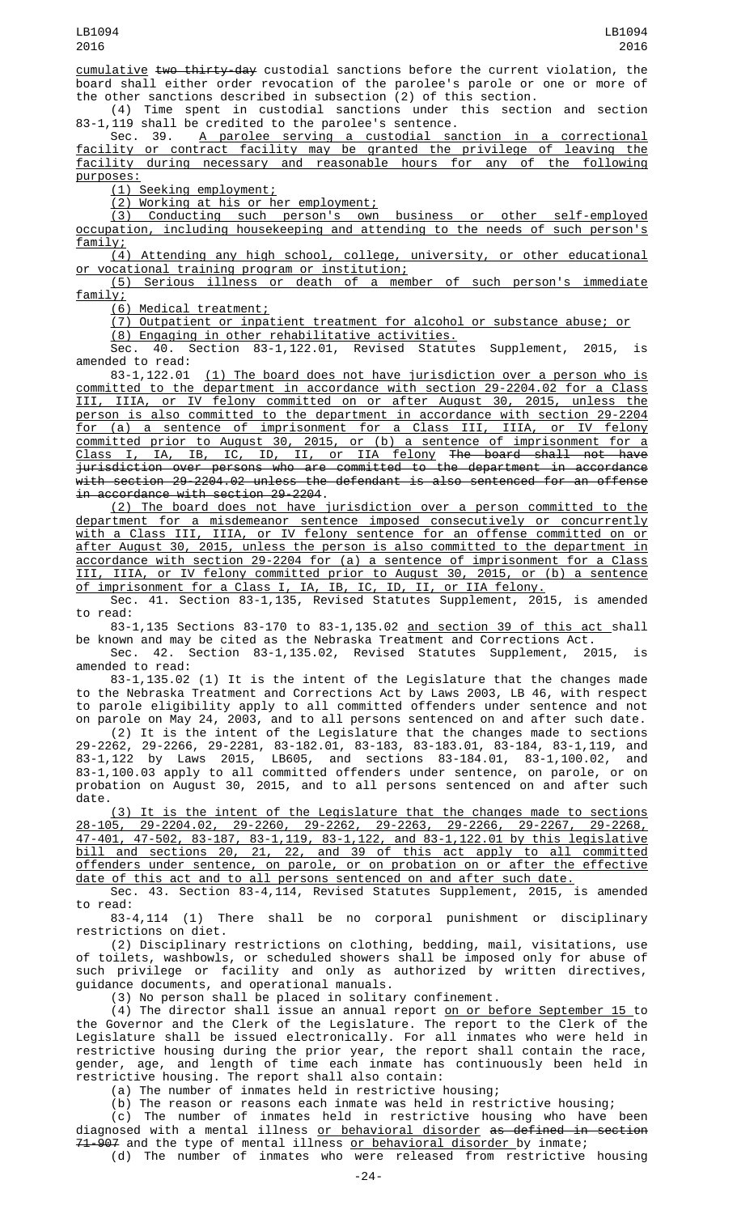cumulative ~~two thirty-day~~ custodial sanctions before the current violation, the board shall either order revocation of the parolee's parole or one or more of the other sanctions described in subsection (2) of this section.

(4) Time spent in custodial sanctions under this section and section 83-1,119 shall be credited to the parolee's sentence.

Sec. 39. A parolee serving a custodial sanction in a correctional facility or contract facility may be granted the privilege of leaving the facility during necessary and reasonable hours for any of the following purposes:

(1) Seeking employment;

(2) Working at his or her employment;

(3) Conducting such person's own business or other self-employed occupation, including housekeeping and attending to the needs of such person's family;

(4) Attending any high school, college, university, or other educational or vocational training program or institution;

(5) Serious illness or death of a member of such person's immediate family;

(6) Medical treatment;

(7) Outpatient or inpatient treatment for alcohol or substance abuse; or

(8) Engaging in other rehabilitative activities.

Sec. 40. Section 83-1,122.01, Revised Statutes Supplement, 2015, is amended to read:

83-1,122.01 (1) The board does not have jurisdiction over a person who is committed to the department in accordance with section 29-2204.02 for a Class III, IIIA, or IV felony committed on or after August 30, 2015, unless the person is also committed to the department in accordance with section 29-2204 for (a) a sentence of imprisonment for a Class III, IIIA, or IV felony committed prior to August 30, 2015, or (b) a sentence of imprisonment for a Class I, IA, IB, IC, ID, II, or IIA felony ~~The board shall not have jurisdiction over persons who are committed to the department in accordance with section 29-2204.02 unless the defendant is also sentenced for an offense in accordance with section 29-2204~~.

(2) The board does not have jurisdiction over a person committed to the department for a misdemeanor sentence imposed consecutively or concurrently with a Class III, IIIA, or IV felony sentence for an offense committed on or after August 30, 2015, unless the person is also committed to the department in accordance with section 29-2204 for (a) a sentence of imprisonment for a Class III, IIIA, or IV felony committed prior to August 30, 2015, or (b) a sentence of imprisonment for a Class I, IA, IB, IC, ID, II, or IIA felony.

Sec. 41. Section 83-1,135, Revised Statutes Supplement, 2015, is amended to read:

83-1,135 Sections 83-170 to 83-1,135.02 and section 39 of this act shall be known and may be cited as the Nebraska Treatment and Corrections Act.

Sec. 42. Section 83-1,135.02, Revised Statutes Supplement, 2015, is amended to read:

83-1,135.02 (1) It is the intent of the Legislature that the changes made to the Nebraska Treatment and Corrections Act by Laws 2003, LB 46, with respect to parole eligibility apply to all committed offenders under sentence and not on parole on May 24, 2003, and to all persons sentenced on and after such date.

(2) It is the intent of the Legislature that the changes made to sections 29-2262, 29-2266, 29-2281, 83-182.01, 83-183, 83-183.01, 83-184, 83-1,119, and 83-1,122 by Laws 2015, LB605, and sections 83-184.01, 83-1,100.02, and 83-1,100.03 apply to all committed offenders under sentence, on parole, or on probation on August 30, 2015, and to all persons sentenced on and after such date.

(3) It is the intent of the Legislature that the changes made to sections 28-105, 29-2204.02, 29-2260, 29-2262, 29-2263, 29-2266, 29-2267, 29-2268, 47-401, 47-502, 83-187, 83-1,119, 83-1,122, and 83-1,122.01 by this legislative bill and sections 20, 21, 22, and 39 of this act apply to all committed offenders under sentence, on parole, or on probation on or after the effective date of this act and to all persons sentenced on and after such date.

Sec. 43. Section 83-4,114, Revised Statutes Supplement, 2015, is amended to read:

83-4,114 (1) There shall be no corporal punishment or disciplinary restrictions on diet.

(2) Disciplinary restrictions on clothing, bedding, mail, visitations, use of toilets, washbowls, or scheduled showers shall be imposed only for abuse of such privilege or facility and only as authorized by written directives, guidance documents, and operational manuals.

(3) No person shall be placed in solitary confinement.

(4) The director shall issue an annual report on or before September 15 to the Governor and the Clerk of the Legislature. The report to the Clerk of the Legislature shall be issued electronically. For all inmates who were held in restrictive housing during the prior year, the report shall contain the race, gender, age, and length of time each inmate has continuously been held in restrictive housing. The report shall also contain:

(a) The number of inmates held in restrictive housing;

(b) The reason or reasons each inmate was held in restrictive housing;

(c) The number of inmates held in restrictive housing who have been diagnosed with a mental illness or behavioral disorder ~~as defined in section 71-907~~ and the type of mental illness or behavioral disorder by inmate;

(d) The number of inmates who were released from restrictive housing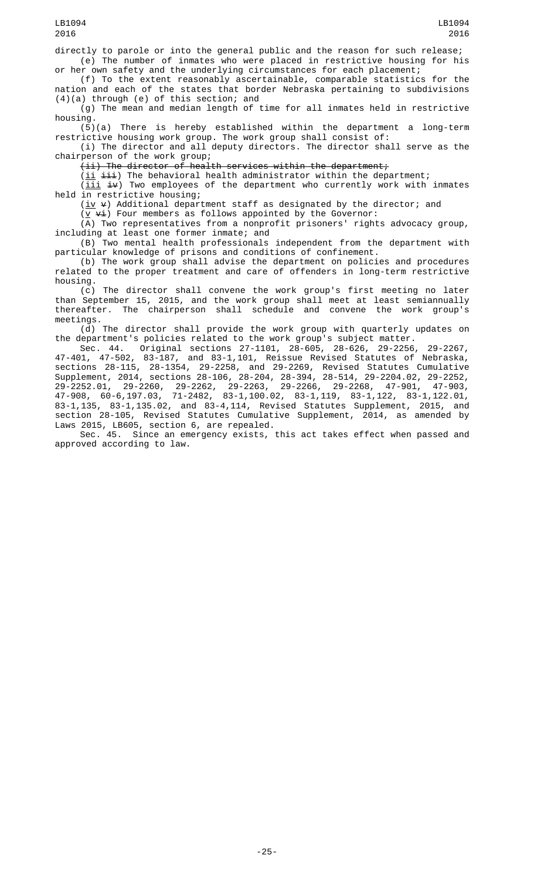directly to parole or into the general public and the reason for such release;

(e) The number of inmates who were placed in restrictive housing for his or her own safety and the underlying circumstances for each placement;

(f) To the extent reasonably ascertainable, comparable statistics for the nation and each of the states that border Nebraska pertaining to subdivisions (4)(a) through (e) of this section; and

(g) The mean and median length of time for all inmates held in restrictive housing.

(5)(a) There is hereby established within the department a long-term restrictive housing work group. The work group shall consist of:

(i) The director and all deputy directors. The director shall serve as the chairperson of the work group;

~~(ii) The director of health services within the department;~~

(ii ~~iii~~) The behavioral health administrator within the department;

(iii ~~iv~~) Two employees of the department who currently work with inmates held in restrictive housing;

(iv ~~v~~) Additional department staff as designated by the director; and

(v ~~vi~~) Four members as follows appointed by the Governor:

(A) Two representatives from a nonprofit prisoners' rights advocacy group, including at least one former inmate; and

(B) Two mental health professionals independent from the department with particular knowledge of prisons and conditions of confinement.

(b) The work group shall advise the department on policies and procedures related to the proper treatment and care of offenders in long-term restrictive housing.

(c) The director shall convene the work group's first meeting no later than September 15, 2015, and the work group shall meet at least semiannually thereafter. The chairperson shall schedule and convene the work group's meetings.

(d) The director shall provide the work group with quarterly updates on the department's policies related to the work group's subject matter.

Sec. 44. Original sections 27-1101, 28-605, 28-626, 29-2256, 29-2267, 47-401, 47-502, 83-187, and 83-1,101, Reissue Revised Statutes of Nebraska, sections 28-115, 28-1354, 29-2258, and 29-2269, Revised Statutes Cumulative Supplement, 2014, sections 28-106, 28-204, 28-394, 28-514, 29-2204.02, 29-2252, 29-2252.01, 29-2260, 29-2262, 29-2263, 29-2266, 29-2268, 47-901, 47-903, 47-908, 60-6,197.03, 71-2482, 83-1,100.02, 83-1,119, 83-1,122, 83-1,122.01, 83-1,135, 83-1,135.02, and 83-4,114, Revised Statutes Supplement, 2015, and section 28-105, Revised Statutes Cumulative Supplement, 2014, as amended by Laws 2015, LB605, section 6, are repealed.

Sec. 45. Since an emergency exists, this act takes effect when passed and approved according to law.